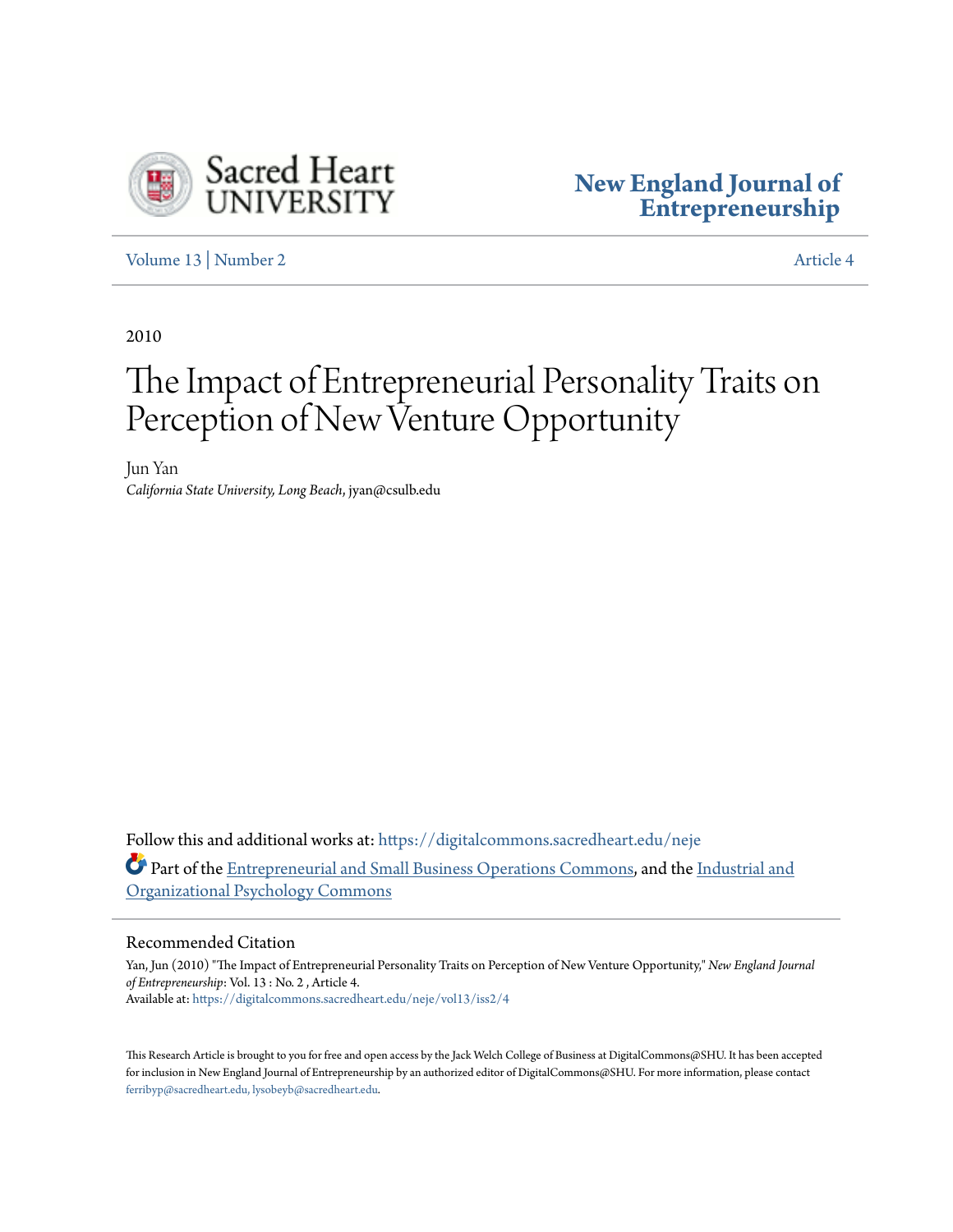Sacred Heart UNIVERSITY

**New England Journal of Entrepreneurship**

Volume 13 | Number 2 Article 4

2010

# The Impact of Entrepreneurial Personality Traits on Perception of New Venture Opportunity

Jun Yan
*California State University, Long Beach*, jyan@csulb.edu

Follow this and additional works at: https://digitalcommons.sacredheart.edu/neje

Part of the Entrepreneurial and Small Business Operations Commons, and the Industrial and Organizational Psychology Commons

## Recommended Citation

Yan, Jun (2010) "The Impact of Entrepreneurial Personality Traits on Perception of New Venture Opportunity," *New England Journal of Entrepreneurship*: Vol. 13 : No. 2 , Article 4.
Available at: https://digitalcommons.sacredheart.edu/neje/vol13/iss2/4

This Research Article is brought to you for free and open access by the Jack Welch College of Business at DigitalCommons@SHU. It has been accepted for inclusion in New England Journal of Entrepreneurship by an authorized editor of DigitalCommons@SHU. For more information, please contact ferribyp@sacredheart.edu, lysobeyb@sacredheart.edu.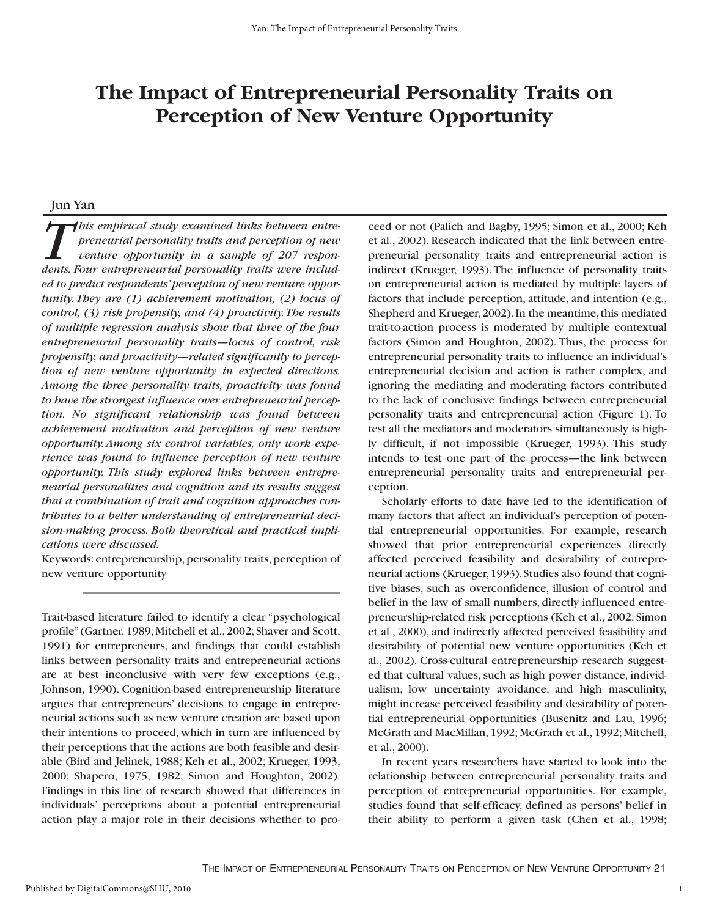# The Impact of Entrepreneurial Personality Traits on Perception of New Venture Opportunity

Jun Yan

*This empirical study examined links between entrepreneurial personality traits and perception of new venture opportunity in a sample of 207 respondents. Four entrepreneurial personality traits were included to predict respondents' perception of new venture opportunity. They are (1) achievement motivation, (2) locus of control, (3) risk propensity, and (4) proactivity. The results of multiple regression analysis show that three of the four entrepreneurial personality traits—locus of control, risk propensity, and proactivity—related significantly to perception of new venture opportunity in expected directions. Among the three personality traits, proactivity was found to have the strongest influence over entrepreneurial perception. No significant relationship was found between achievement motivation and perception of new venture opportunity. Among six control variables, only work experience was found to influence perception of new venture opportunity. This study explored links between entrepreneurial personalities and cognition and its results suggest that a combination of trait and cognition approaches contributes to a better understanding of entrepreneurial decision-making process. Both theoretical and practical implications were discussed.*

Keywords: entrepreneurship, personality traits, perception of new venture opportunity

Trait-based literature failed to identify a clear "psychological profile" (Gartner, 1989; Mitchell et al., 2002; Shaver and Scott, 1991) for entrepreneurs, and findings that could establish links between personality traits and entrepreneurial actions are at best inconclusive with very few exceptions (e.g., Johnson, 1990). Cognition-based entrepreneurship literature argues that entrepreneurs' decisions to engage in entrepreneurial actions such as new venture creation are based upon their intentions to proceed, which in turn are influenced by their perceptions that the actions are both feasible and desirable (Bird and Jelinek, 1988; Keh et al., 2002; Krueger, 1993, 2000; Shapero, 1975, 1982; Simon and Houghton, 2002). Findings in this line of research showed that differences in individuals' perceptions about a potential entrepreneurial action play a major role in their decisions whether to proceed or not (Palich and Bagby, 1995; Simon et al., 2000; Keh et al., 2002). Research indicated that the link between entrepreneurial personality traits and entrepreneurial action is indirect (Krueger, 1993). The influence of personality traits on entrepreneurial action is mediated by multiple layers of factors that include perception, attitude, and intention (e.g., Shepherd and Krueger, 2002). In the meantime, this mediated trait-to-action process is moderated by multiple contextual factors (Simon and Houghton, 2002). Thus, the process for entrepreneurial personality traits to influence an individual's entrepreneurial decision and action is rather complex, and ignoring the mediating and moderating factors contributed to the lack of conclusive findings between entrepreneurial personality traits and entrepreneurial action (Figure 1). To test all the mediators and moderators simultaneously is highly difficult, if not impossible (Krueger, 1993). This study intends to test one part of the process—the link between entrepreneurial personality traits and entrepreneurial perception.

Scholarly efforts to date have led to the identification of many factors that affect an individual's perception of potential entrepreneurial opportunities. For example, research showed that prior entrepreneurial experiences directly affected perceived feasibility and desirability of entrepreneurial actions (Krueger, 1993). Studies also found that cognitive biases, such as overconfidence, illusion of control and belief in the law of small numbers, directly influenced entrepreneurship-related risk perceptions (Keh et al., 2002; Simon et al., 2000), and indirectly affected perceived feasibility and desirability of potential new venture opportunities (Keh et al., 2002). Cross-cultural entrepreneurship research suggested that cultural values, such as high power distance, individualism, low uncertainty avoidance, and high masculinity, might increase perceived feasibility and desirability of potential entrepreneurial opportunities (Busenitz and Lau, 1996; McGrath and MacMillan, 1992; McGrath et al., 1992; Mitchell, et al., 2000).

In recent years researchers have started to look into the relationship between entrepreneurial personality traits and perception of entrepreneurial opportunities. For example, studies found that self-efficacy, defined as persons' belief in their ability to perform a given task (Chen et al., 1998;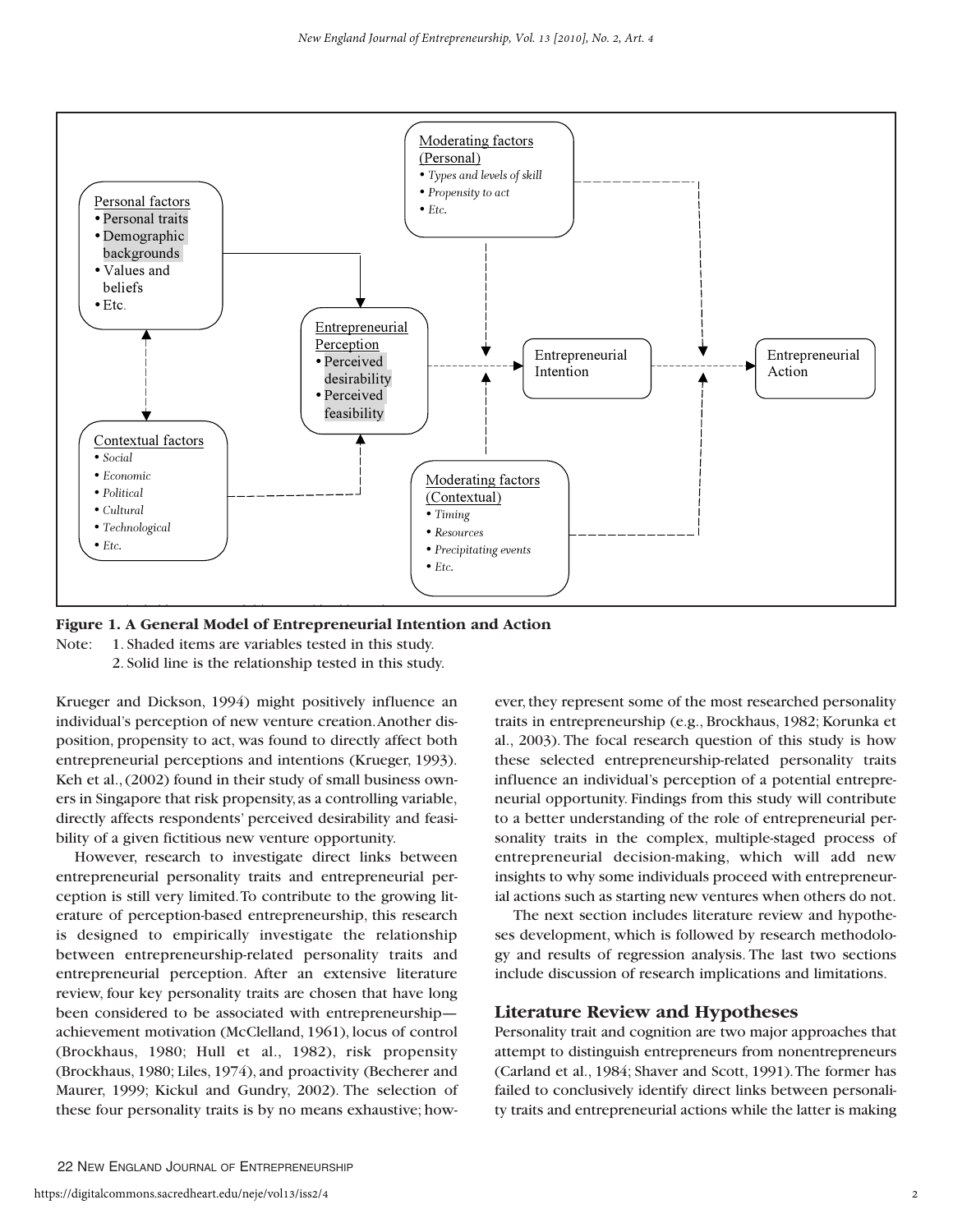Personal factors
- Personal traits
- Demographic backgrounds
- Values and beliefs
- Etc.

Contextual factors
- *Social*
- *Economic*
- *Political*
- *Cultural*
- *Technological*
- *Etc.*

Entrepreneurial Perception
- Perceived desirability
- Perceived feasibility

Moderating factors (Personal)
- *Types and levels of skill*
- *Propensity to act*
- *Etc.*

Moderating factors (Contextual)
- *Timing*
- *Resources*
- *Precipitating events*
- *Etc.*

Entrepreneurial Intention

Entrepreneurial Action

**Figure 1. A General Model of Entrepreneurial Intention and Action**

Note: 1. Shaded items are variables tested in this study.
2. Solid line is the relationship tested in this study.

Krueger and Dickson, 1994) might positively influence an individual's perception of new venture creation. Another disposition, propensity to act, was found to directly affect both entrepreneurial perceptions and intentions (Krueger, 1993). Keh et al., (2002) found in their study of small business owners in Singapore that risk propensity, as a controlling variable, directly affects respondents' perceived desirability and feasibility of a given fictitious new venture opportunity.

However, research to investigate direct links between entrepreneurial personality traits and entrepreneurial perception is still very limited. To contribute to the growing literature of perception-based entrepreneurship, this research is designed to empirically investigate the relationship between entrepreneurship-related personality traits and entrepreneurial perception. After an extensive literature review, four key personality traits are chosen that have long been considered to be associated with entrepreneurship—achievement motivation (McClelland, 1961), locus of control (Brockhaus, 1980; Hull et al., 1982), risk propensity (Brockhaus, 1980; Liles, 1974), and proactivity (Becherer and Maurer, 1999; Kickul and Gundry, 2002). The selection of these four personality traits is by no means exhaustive; however, they represent some of the most researched personality traits in entrepreneurship (e.g., Brockhaus, 1982; Korunka et al., 2003). The focal research question of this study is how these selected entrepreneurship-related personality traits influence an individual's perception of a potential entrepreneurial opportunity. Findings from this study will contribute to a better understanding of the role of entrepreneurial personality traits in the complex, multiple-staged process of entrepreneurial decision-making, which will add new insights to why some individuals proceed with entrepreneurial actions such as starting new ventures when others do not.

The next section includes literature review and hypotheses development, which is followed by research methodology and results of regression analysis. The last two sections include discussion of research implications and limitations.

## Literature Review and Hypotheses

Personality trait and cognition are two major approaches that attempt to distinguish entrepreneurs from nonentrepreneurs (Carland et al., 1984; Shaver and Scott, 1991). The former has failed to conclusively identify direct links between personality traits and entrepreneurial actions while the latter is making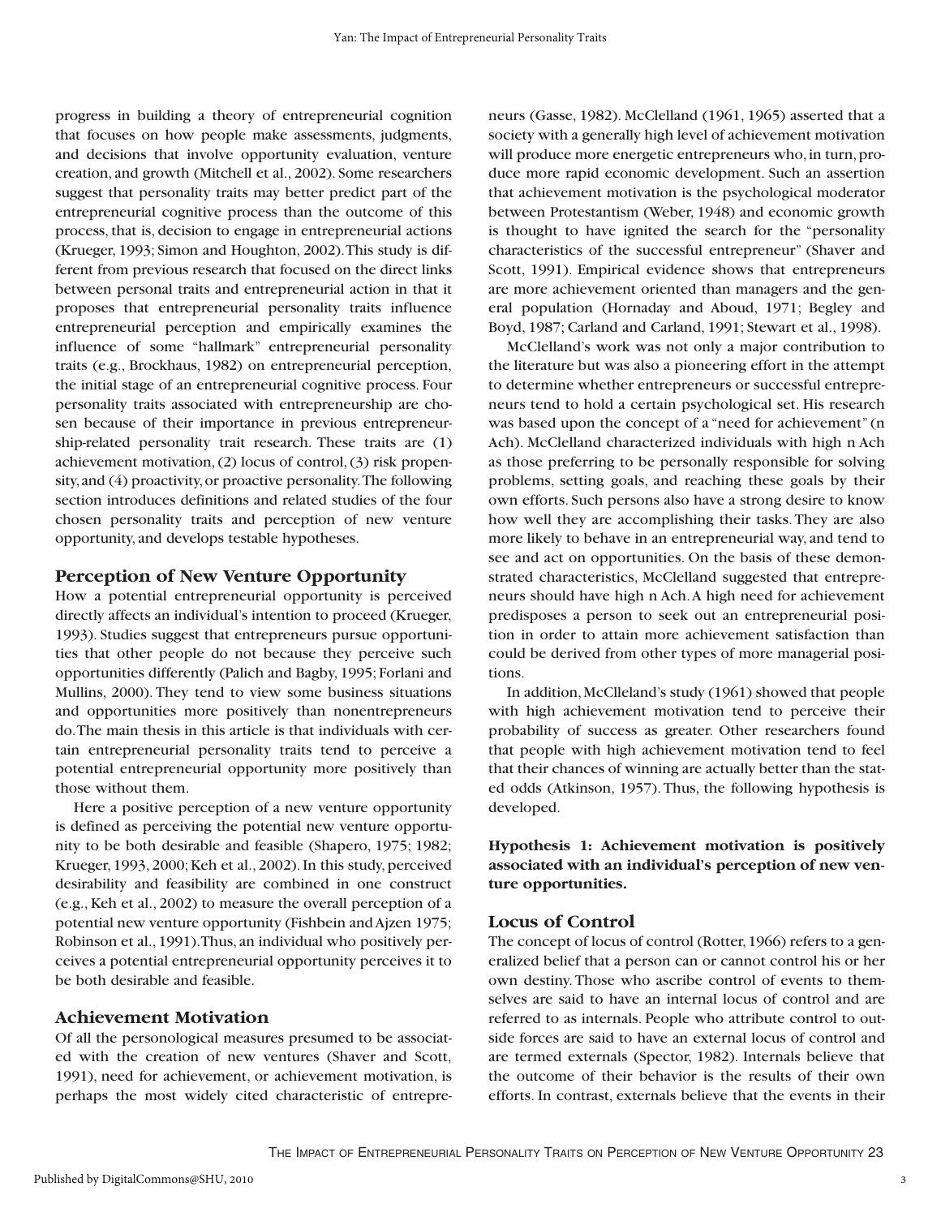progress in building a theory of entrepreneurial cognition that focuses on how people make assessments, judgments, and decisions that involve opportunity evaluation, venture creation, and growth (Mitchell et al., 2002). Some researchers suggest that personality traits may better predict part of the entrepreneurial cognitive process than the outcome of this process, that is, decision to engage in entrepreneurial actions (Krueger, 1993; Simon and Houghton, 2002). This study is different from previous research that focused on the direct links between personal traits and entrepreneurial action in that it proposes that entrepreneurial personality traits influence entrepreneurial perception and empirically examines the influence of some "hallmark" entrepreneurial personality traits (e.g., Brockhaus, 1982) on entrepreneurial perception, the initial stage of an entrepreneurial cognitive process. Four personality traits associated with entrepreneurship are chosen because of their importance in previous entrepreneurship-related personality trait research. These traits are (1) achievement motivation, (2) locus of control, (3) risk propensity, and (4) proactivity, or proactive personality. The following section introduces definitions and related studies of the four chosen personality traits and perception of new venture opportunity, and develops testable hypotheses.

## Perception of New Venture Opportunity

How a potential entrepreneurial opportunity is perceived directly affects an individual's intention to proceed (Krueger, 1993). Studies suggest that entrepreneurs pursue opportunities that other people do not because they perceive such opportunities differently (Palich and Bagby, 1995; Forlani and Mullins, 2000). They tend to view some business situations and opportunities more positively than nonentrepreneurs do. The main thesis in this article is that individuals with certain entrepreneurial personality traits tend to perceive a potential entrepreneurial opportunity more positively than those without them.

Here a positive perception of a new venture opportunity is defined as perceiving the potential new venture opportunity to be both desirable and feasible (Shapero, 1975; 1982; Krueger, 1993, 2000; Keh et al., 2002). In this study, perceived desirability and feasibility are combined in one construct (e.g., Keh et al., 2002) to measure the overall perception of a potential new venture opportunity (Fishbein and Ajzen 1975; Robinson et al., 1991). Thus, an individual who positively perceives a potential entrepreneurial opportunity perceives it to be both desirable and feasible.

## Achievement Motivation

Of all the personological measures presumed to be associated with the creation of new ventures (Shaver and Scott, 1991), need for achievement, or achievement motivation, is perhaps the most widely cited characteristic of entrepreneurs (Gasse, 1982). McClelland (1961, 1965) asserted that a society with a generally high level of achievement motivation will produce more energetic entrepreneurs who, in turn, produce more rapid economic development. Such an assertion that achievement motivation is the psychological moderator between Protestantism (Weber, 1948) and economic growth is thought to have ignited the search for the "personality characteristics of the successful entrepreneur" (Shaver and Scott, 1991). Empirical evidence shows that entrepreneurs are more achievement oriented than managers and the general population (Hornaday and Aboud, 1971; Begley and Boyd, 1987; Carland and Carland, 1991; Stewart et al., 1998).

McClelland's work was not only a major contribution to the literature but was also a pioneering effort in the attempt to determine whether entrepreneurs or successful entrepreneurs tend to hold a certain psychological set. His research was based upon the concept of a "need for achievement" (n Ach). McClelland characterized individuals with high n Ach as those preferring to be personally responsible for solving problems, setting goals, and reaching these goals by their own efforts. Such persons also have a strong desire to know how well they are accomplishing their tasks. They are also more likely to behave in an entrepreneurial way, and tend to see and act on opportunities. On the basis of these demonstrated characteristics, McClelland suggested that entrepreneurs should have high n Ach. A high need for achievement predisposes a person to seek out an entrepreneurial position in order to attain more achievement satisfaction than could be derived from other types of more managerial positions.

In addition, McClleland's study (1961) showed that people with high achievement motivation tend to perceive their probability of success as greater. Other researchers found that people with high achievement motivation tend to feel that their chances of winning are actually better than the stated odds (Atkinson, 1957). Thus, the following hypothesis is developed.

**Hypothesis 1: Achievement motivation is positively associated with an individual's perception of new venture opportunities.**

## Locus of Control

The concept of locus of control (Rotter, 1966) refers to a generalized belief that a person can or cannot control his or her own destiny. Those who ascribe control of events to themselves are said to have an internal locus of control and are referred to as internals. People who attribute control to outside forces are said to have an external locus of control and are termed externals (Spector, 1982). Internals believe that the outcome of their behavior is the results of their own efforts. In contrast, externals believe that the events in their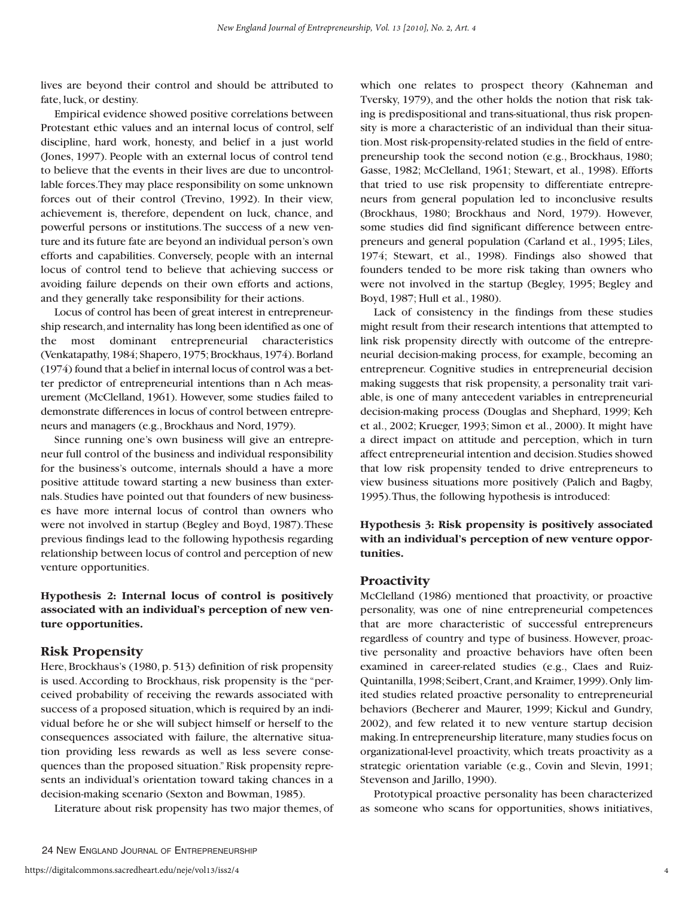lives are beyond their control and should be attributed to fate, luck, or destiny.

Empirical evidence showed positive correlations between Protestant ethic values and an internal locus of control, self discipline, hard work, honesty, and belief in a just world (Jones, 1997). People with an external locus of control tend to believe that the events in their lives are due to uncontrollable forces. They may place responsibility on some unknown forces out of their control (Trevino, 1992). In their view, achievement is, therefore, dependent on luck, chance, and powerful persons or institutions. The success of a new venture and its future fate are beyond an individual person's own efforts and capabilities. Conversely, people with an internal locus of control tend to believe that achieving success or avoiding failure depends on their own efforts and actions, and they generally take responsibility for their actions.

Locus of control has been of great interest in entrepreneurship research, and internality has long been identified as one of the most dominant entrepreneurial characteristics (Venkatapathy, 1984; Shapero, 1975; Brockhaus, 1974). Borland (1974) found that a belief in internal locus of control was a better predictor of entrepreneurial intentions than n Ach measurement (McClelland, 1961). However, some studies failed to demonstrate differences in locus of control between entrepreneurs and managers (e.g., Brockhaus and Nord, 1979).

Since running one's own business will give an entrepreneur full control of the business and individual responsibility for the business's outcome, internals should a have a more positive attitude toward starting a new business than externals. Studies have pointed out that founders of new businesses have more internal locus of control than owners who were not involved in startup (Begley and Boyd, 1987). These previous findings lead to the following hypothesis regarding relationship between locus of control and perception of new venture opportunities.

**Hypothesis 2: Internal locus of control is positively associated with an individual's perception of new venture opportunities.**

## Risk Propensity

Here, Brockhaus's (1980, p. 513) definition of risk propensity is used. According to Brockhaus, risk propensity is the "perceived probability of receiving the rewards associated with success of a proposed situation, which is required by an individual before he or she will subject himself or herself to the consequences associated with failure, the alternative situation providing less rewards as well as less severe consequences than the proposed situation." Risk propensity represents an individual's orientation toward taking chances in a decision-making scenario (Sexton and Bowman, 1985).

Literature about risk propensity has two major themes, of which one relates to prospect theory (Kahneman and Tversky, 1979), and the other holds the notion that risk taking is predispositional and trans-situational, thus risk propensity is more a characteristic of an individual than their situation. Most risk-propensity-related studies in the field of entrepreneurship took the second notion (e.g., Brockhaus, 1980; Gasse, 1982; McClelland, 1961; Stewart, et al., 1998). Efforts that tried to use risk propensity to differentiate entrepreneurs from general population led to inconclusive results (Brockhaus, 1980; Brockhaus and Nord, 1979). However, some studies did find significant difference between entrepreneurs and general population (Carland et al., 1995; Liles, 1974; Stewart, et al., 1998). Findings also showed that founders tended to be more risk taking than owners who were not involved in the startup (Begley, 1995; Begley and Boyd, 1987; Hull et al., 1980).

Lack of consistency in the findings from these studies might result from their research intentions that attempted to link risk propensity directly with outcome of the entrepreneurial decision-making process, for example, becoming an entrepreneur. Cognitive studies in entrepreneurial decision making suggests that risk propensity, a personality trait variable, is one of many antecedent variables in entrepreneurial decision-making process (Douglas and Shephard, 1999; Keh et al., 2002; Krueger, 1993; Simon et al., 2000). It might have a direct impact on attitude and perception, which in turn affect entrepreneurial intention and decision. Studies showed that low risk propensity tended to drive entrepreneurs to view business situations more positively (Palich and Bagby, 1995). Thus, the following hypothesis is introduced:

**Hypothesis 3: Risk propensity is positively associated with an individual's perception of new venture opportunities.**

## Proactivity

McClelland (1986) mentioned that proactivity, or proactive personality, was one of nine entrepreneurial competences that are more characteristic of successful entrepreneurs regardless of country and type of business. However, proactive personality and proactive behaviors have often been examined in career-related studies (e.g., Claes and Ruiz-Quintanilla, 1998; Seibert, Crant, and Kraimer, 1999). Only limited studies related proactive personality to entrepreneurial behaviors (Becherer and Maurer, 1999; Kickul and Gundry, 2002), and few related it to new venture startup decision making. In entrepreneurship literature, many studies focus on organizational-level proactivity, which treats proactivity as a strategic orientation variable (e.g., Covin and Slevin, 1991; Stevenson and Jarillo, 1990).

Prototypical proactive personality has been characterized as someone who scans for opportunities, shows initiatives,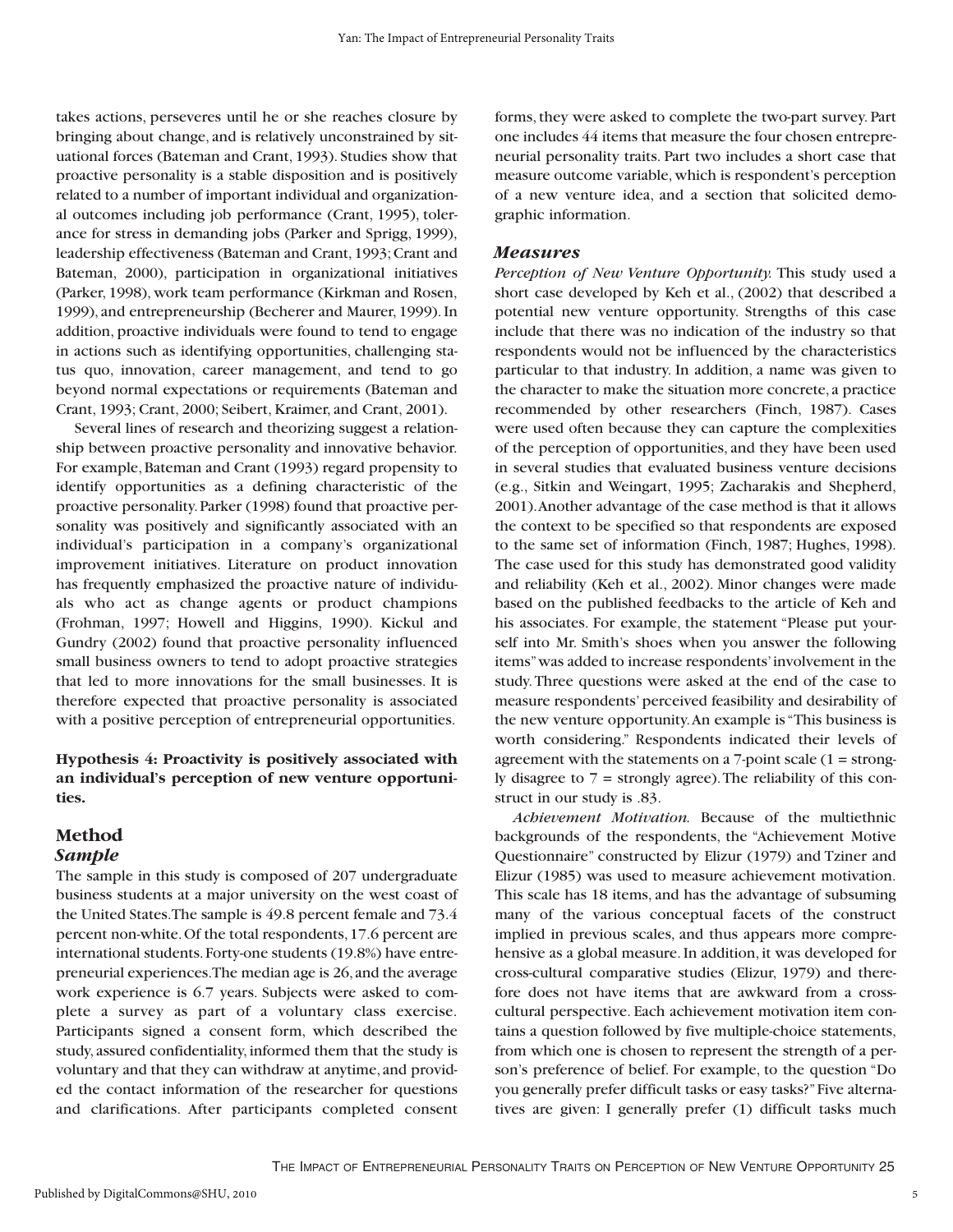takes actions, perseveres until he or she reaches closure by bringing about change, and is relatively unconstrained by situational forces (Bateman and Crant, 1993). Studies show that proactive personality is a stable disposition and is positively related to a number of important individual and organizational outcomes including job performance (Crant, 1995), tolerance for stress in demanding jobs (Parker and Sprigg, 1999), leadership effectiveness (Bateman and Crant, 1993; Crant and Bateman, 2000), participation in organizational initiatives (Parker, 1998), work team performance (Kirkman and Rosen, 1999), and entrepreneurship (Becherer and Maurer, 1999). In addition, proactive individuals were found to tend to engage in actions such as identifying opportunities, challenging status quo, innovation, career management, and tend to go beyond normal expectations or requirements (Bateman and Crant, 1993; Crant, 2000; Seibert, Kraimer, and Crant, 2001).

Several lines of research and theorizing suggest a relationship between proactive personality and innovative behavior. For example, Bateman and Crant (1993) regard propensity to identify opportunities as a defining characteristic of the proactive personality. Parker (1998) found that proactive personality was positively and significantly associated with an individual's participation in a company's organizational improvement initiatives. Literature on product innovation has frequently emphasized the proactive nature of individuals who act as change agents or product champions (Frohman, 1997; Howell and Higgins, 1990). Kickul and Gundry (2002) found that proactive personality influenced small business owners to tend to adopt proactive strategies that led to more innovations for the small businesses. It is therefore expected that proactive personality is associated with a positive perception of entrepreneurial opportunities.

**Hypothesis 4: Proactivity is positively associated with an individual's perception of new venture opportunities.**

## Method

### Sample

The sample in this study is composed of 207 undergraduate business students at a major university on the west coast of the United States. The sample is 49.8 percent female and 73.4 percent non-white. Of the total respondents, 17.6 percent are international students. Forty-one students (19.8%) have entrepreneurial experiences. The median age is 26, and the average work experience is 6.7 years. Subjects were asked to complete a survey as part of a voluntary class exercise. Participants signed a consent form, which described the study, assured confidentiality, informed them that the study is voluntary and that they can withdraw at anytime, and provided the contact information of the researcher for questions and clarifications. After participants completed consent forms, they were asked to complete the two-part survey. Part one includes 44 items that measure the four chosen entrepreneurial personality traits. Part two includes a short case that measure outcome variable, which is respondent's perception of a new venture idea, and a section that solicited demographic information.

### Measures

*Perception of New Venture Opportunity.* This study used a short case developed by Keh et al., (2002) that described a potential new venture opportunity. Strengths of this case include that there was no indication of the industry so that respondents would not be influenced by the characteristics particular to that industry. In addition, a name was given to the character to make the situation more concrete, a practice recommended by other researchers (Finch, 1987). Cases were used often because they can capture the complexities of the perception of opportunities, and they have been used in several studies that evaluated business venture decisions (e.g., Sitkin and Weingart, 1995; Zacharakis and Shepherd, 2001). Another advantage of the case method is that it allows the context to be specified so that respondents are exposed to the same set of information (Finch, 1987; Hughes, 1998). The case used for this study has demonstrated good validity and reliability (Keh et al., 2002). Minor changes were made based on the published feedbacks to the article of Keh and his associates. For example, the statement "Please put yourself into Mr. Smith's shoes when you answer the following items" was added to increase respondents' involvement in the study. Three questions were asked at the end of the case to measure respondents' perceived feasibility and desirability of the new venture opportunity. An example is "This business is worth considering." Respondents indicated their levels of agreement with the statements on a 7-point scale (1 = strongly disagree to 7 = strongly agree). The reliability of this construct in our study is .83.

*Achievement Motivation.* Because of the multiethnic backgrounds of the respondents, the "Achievement Motive Questionnaire" constructed by Elizur (1979) and Tziner and Elizur (1985) was used to measure achievement motivation. This scale has 18 items, and has the advantage of subsuming many of the various conceptual facets of the construct implied in previous scales, and thus appears more comprehensive as a global measure. In addition, it was developed for cross-cultural comparative studies (Elizur, 1979) and therefore does not have items that are awkward from a cross-cultural perspective. Each achievement motivation item contains a question followed by five multiple-choice statements, from which one is chosen to represent the strength of a person's preference of belief. For example, to the question "Do you generally prefer difficult tasks or easy tasks?" Five alternatives are given: I generally prefer (1) difficult tasks much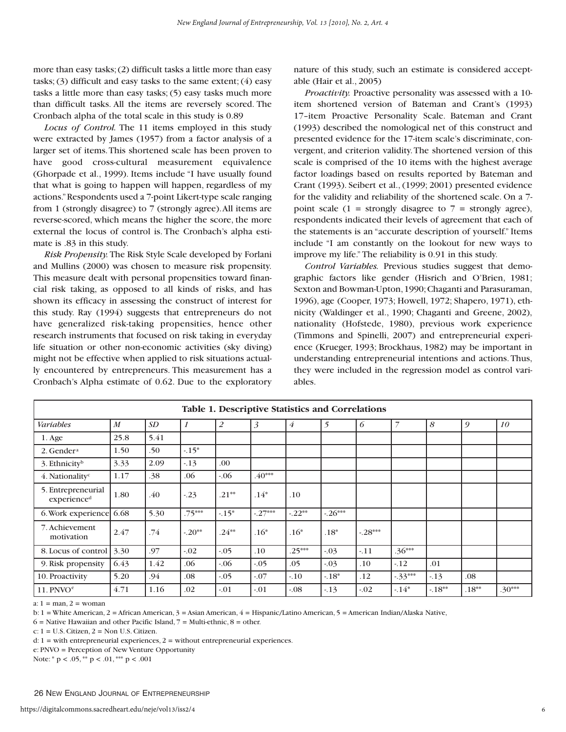more than easy tasks; (2) difficult tasks a little more than easy tasks; (3) difficult and easy tasks to the same extent; (4) easy tasks a little more than easy tasks; (5) easy tasks much more than difficult tasks. All the items are reversely scored. The Cronbach alpha of the total scale in this study is 0.89

*Locus of Control.* The 11 items employed in this study were extracted by James (1957) from a factor analysis of a larger set of items. This shortened scale has been proven to have good cross-cultural measurement equivalence (Ghorpade et al., 1999). Items include "I have usually found that what is going to happen will happen, regardless of my actions." Respondents used a 7-point Likert-type scale ranging from 1 (strongly disagree) to 7 (strongly agree). All items are reverse-scored, which means the higher the score, the more external the locus of control is. The Cronbach's alpha estimate is .83 in this study.

*Risk Propensity.* The Risk Style Scale developed by Forlani and Mullins (2000) was chosen to measure risk propensity. This measure dealt with personal propensities toward financial risk taking, as opposed to all kinds of risks, and has shown its efficacy in assessing the construct of interest for this study. Ray (1994) suggests that entrepreneurs do not have generalized risk-taking propensities, hence other research instruments that focused on risk taking in everyday life situation or other non-economic activities (sky diving) might not be effective when applied to risk situations actually encountered by entrepreneurs. This measurement has a Cronbach's Alpha estimate of 0.62. Due to the exploratory nature of this study, such an estimate is considered acceptable (Hair et al., 2005)

*Proactivity.* Proactive personality was assessed with a 10-item shortened version of Bateman and Crant's (1993) 17–item Proactive Personality Scale. Bateman and Crant (1993) described the nomological net of this construct and presented evidence for the 17-item scale's discriminate, convergent, and criterion validity. The shortened version of this scale is comprised of the 10 items with the highest average factor loadings based on results reported by Bateman and Crant (1993). Seibert et al., (1999; 2001) presented evidence for the validity and reliability of the shortened scale. On a 7-point scale (1 = strongly disagree to 7 = strongly agree), respondents indicated their levels of agreement that each of the statements is an "accurate description of yourself." Items include "I am constantly on the lookout for new ways to improve my life." The reliability is 0.91 in this study.

*Control Variables.* Previous studies suggest that demographic factors like gender (Hisrich and O'Brien, 1981; Sexton and Bowman-Upton, 1990; Chaganti and Parasuraman, 1996), age (Cooper, 1973; Howell, 1972; Shapero, 1971), ethnicity (Waldinger et al., 1990; Chaganti and Greene, 2002), nationality (Hofstede, 1980), previous work experience (Timmons and Spinelli, 2007) and entrepreneurial experience (Krueger, 1993; Brockhaus, 1982) may be important in understanding entrepreneurial intentions and actions. Thus, they were included in the regression model as control variables.

**Table 1. Descriptive Statistics and Correlations**

| *Variables* | *M* | *SD* | *1* | *2* | *3* | *4* | *5* | *6* | *7* | *8* | *9* | *10* |
|---|---|---|---|---|---|---|---|---|---|---|---|---|
| 1. Age | 25.8 | 5.41 | | | | | | | | | | |
| 2. Gender[a] | 1.50 | .50 | -.15* | | | | | | | | | |
| 3. Ethnicity[b] | 3.33 | 2.09 | -.13 | .00 | | | | | | | | |
| 4. Nationality[c] | 1.17 | .38 | .06 | -.06 | .40*** | | | | | | | |
| 5. Entrepreneurial experience[d] | 1.80 | .40 | -.23 | .21** | .14* | .10 | | | | | | |
| 6. Work experience | 6.68 | 5.30 | .75*** | -.15* | -.27*** | -.22** | -.26*** | | | | | |
| 7. Achievement motivation | 2.47 | .74 | -.20** | .24** | .16* | .16* | .18* | -.28*** | | | | |
| 8. Locus of control | 3.30 | .97 | -.02 | -.05 | .10 | .25*** | -.03 | -.11 | .36*** | | | |
| 9. Risk propensity | 6.43 | 1.42 | .06 | -.06 | -.05 | .05 | -.03 | .10 | -.12 | .01 | | |
| 10. Proactivity | 5.20 | .94 | .08 | -.05 | -.07 | -.10 | -.18* | .12 | -.33*** | -.13 | .08 | |
| 11. PNVO[e] | 4.71 | 1.16 | .02 | -.01 | -.01 | -.08 | -.13 | -.02 | -.14* | -.18** | .18** | .30*** |

a: 1 = man, 2 = woman

b: 1 = White American, 2 = African American, 3 = Asian American, 4 = Hispanic/Latino American, 5 = American Indian/Alaska Native, 6 = Native Hawaiian and other Pacific Island, 7 = Multi-ethnic, 8 = other.

c: 1 = U.S. Citizen, 2 = Non U.S. Citizen.

d: 1 = with entrepreneurial experiences, 2 = without entrepreneurial experiences.

e: PNVO = Perception of New Venture Opportunity

Note: * $p < .05$, ** $p < .01$, *** $p < .001$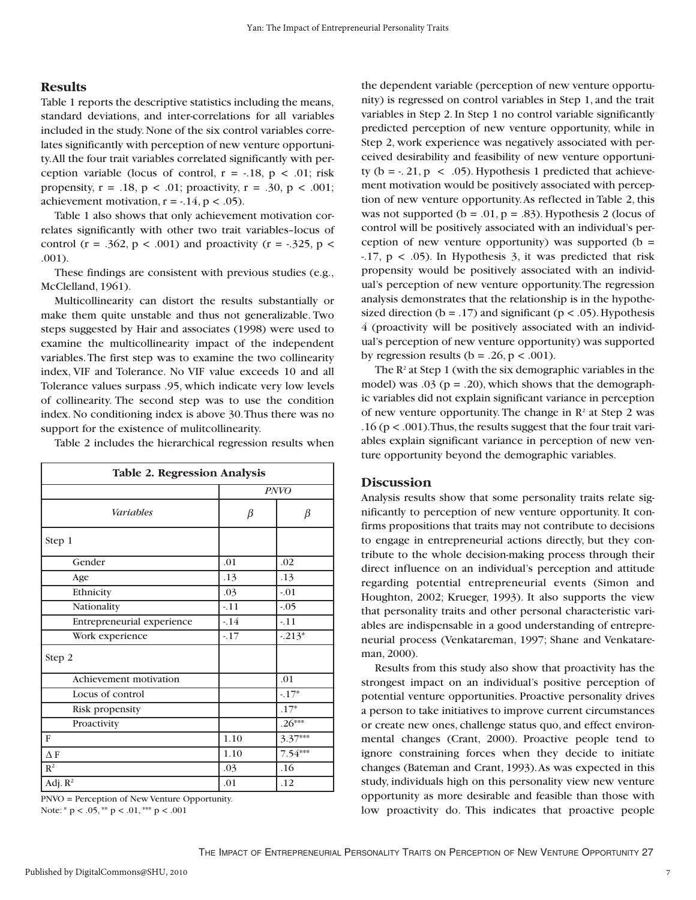## Results

Table 1 reports the descriptive statistics including the means, standard deviations, and inter-correlations for all variables included in the study. None of the six control variables correlates significantly with perception of new venture opportunity. All the four trait variables correlated significantly with perception variable (locus of control, $r = -.18$, $p < .01$; risk propensity, $r = .18$, $p < .01$; proactivity, $r = .30$, $p < .001$; achievement motivation, $r = -.14$, $p < .05$).

Table 1 also shows that only achievement motivation correlates significantly with other two trait variables–locus of control ($r = .362$, $p < .001$) and proactivity ($r = -.325$, $p < .001$).

These findings are consistent with previous studies (e.g., McClelland, 1961).

Multicollinearity can distort the results substantially or make them quite unstable and thus not generalizable. Two steps suggested by Hair and associates (1998) were used to examine the multicollinearity impact of the independent variables. The first step was to examine the two collinearity index, VIF and Tolerance. No VIF value exceeds 10 and all Tolerance values surpass .95, which indicate very low levels of collinearity. The second step was to use the condition index. No conditioning index is above 30. Thus there was no support for the existence of mulitcollinearity.

Table 2 includes the hierarchical regression results when the dependent variable (perception of new venture opportunity) is regressed on control variables in Step 1, and the trait variables in Step 2. In Step 1 no control variable significantly predicted perception of new venture opportunity, while in Step 2, work experience was negatively associated with perceived desirability and feasibility of new venture opportunity ($b = -.21$, $p < .05$). Hypothesis 1 predicted that achievement motivation would be positively associated with perception of new venture opportunity. As reflected in Table 2, this was not supported ($b = .01$, $p = .83$). Hypothesis 2 (locus of control will be positively associated with an individual's perception of new venture opportunity) was supported ($b = -.17$, $p < .05$). In Hypothesis 3, it was predicted that risk propensity would be positively associated with an individual's perception of new venture opportunity. The regression analysis demonstrates that the relationship is in the hypothesized direction ($b = .17$) and significant ($p < .05$). Hypothesis 4 (proactivity will be positively associated with an individual's perception of new venture opportunity) was supported by regression results ($b = .26$, $p < .001$).

The $R^2$ at Step 1 (with the six demographic variables in the model) was .03 ($p = .20$), which shows that the demographic variables did not explain significant variance in perception of new venture opportunity. The change in $R^2$ at Step 2 was .16 ($p < .001$). Thus, the results suggest that the four trait variables explain significant variance in perception of new venture opportunity beyond the demographic variables.

**Table 2. Regression Analysis**

| | PNVO | |
|---|---|---|
| *Variables* | $\beta$ | $\beta$ |
| Step 1 | | |
| Gender | .01 | .02 |
| Age | .13 | .13 |
| Ethnicity | .03 | -.01 |
| Nationality | -.11 | -.05 |
| Entrepreneurial experience | -.14 | -.11 |
| Work experience | -.17 | -.213* |
| Step 2 | | |
| Achievement motivation | | .01 |
| Locus of control | | -.17* |
| Risk propensity | | .17* |
| Proactivity | | .26*** |
| F | 1.10 | 3.37*** |
| $\Delta$ F | 1.10 | 7.54*** |
| $R^2$ | .03 | .16 |
| Adj. $R^2$ | .01 | .12 |

PNVO = Perception of New Venture Opportunity.
Note: * $p < .05$, ** $p < .01$, *** $p < .001$

## Discussion

Analysis results show that some personality traits relate significantly to perception of new venture opportunity. It confirms propositions that traits may not contribute to decisions to engage in entrepreneurial actions directly, but they contribute to the whole decision-making process through their direct influence on an individual's perception and attitude regarding potential entrepreneurial events (Simon and Houghton, 2002; Krueger, 1993). It also supports the view that personality traits and other personal characteristic variables are indispensable in a good understanding of entrepreneurial process (Venkatareman, 1997; Shane and Venkatareman, 2000).

Results from this study also show that proactivity has the strongest impact on an individual's positive perception of potential venture opportunities. Proactive personality drives a person to take initiatives to improve current circumstances or create new ones, challenge status quo, and effect environmental changes (Crant, 2000). Proactive people tend to ignore constraining forces when they decide to initiate changes (Bateman and Crant, 1993). As was expected in this study, individuals high on this personality view new venture opportunity as more desirable and feasible than those with low proactivity do. This indicates that proactive people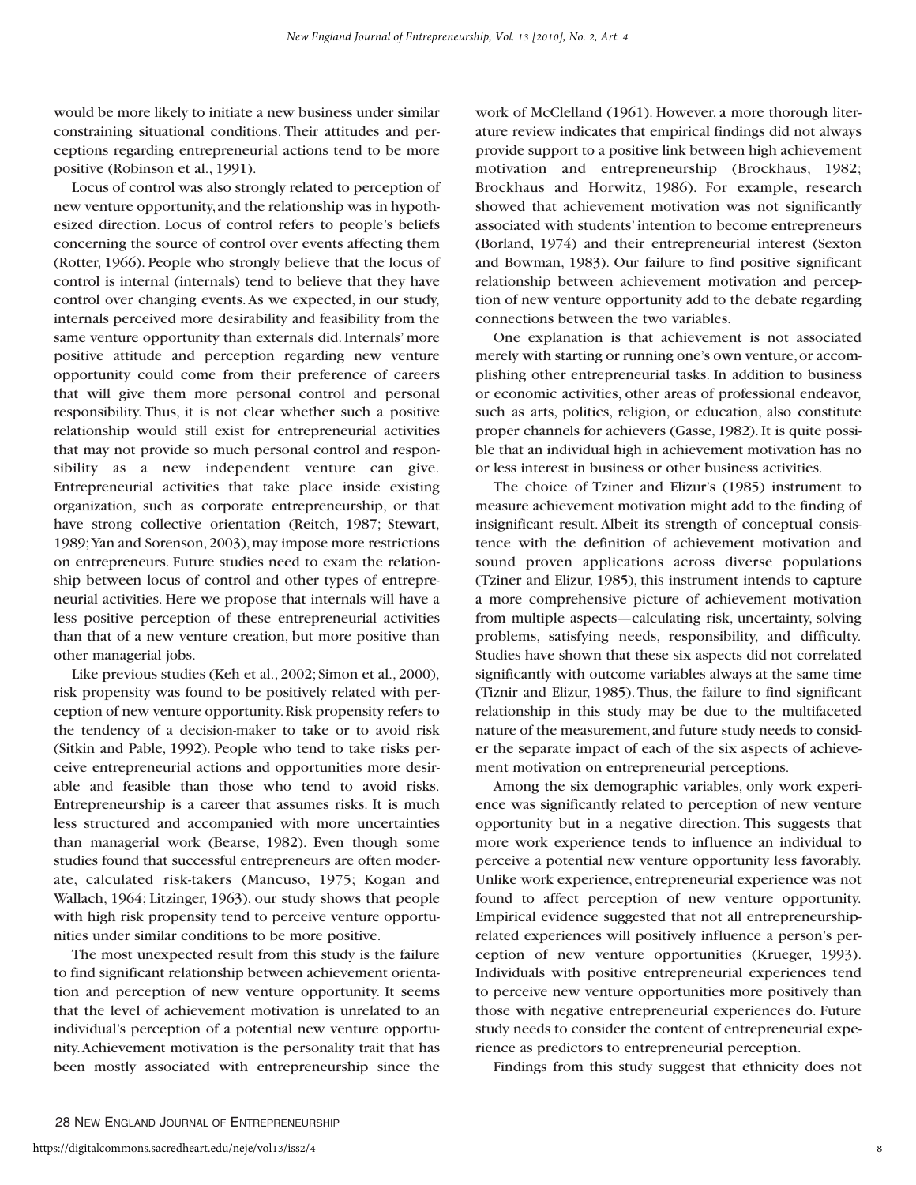would be more likely to initiate a new business under similar constraining situational conditions. Their attitudes and perceptions regarding entrepreneurial actions tend to be more positive (Robinson et al., 1991).

Locus of control was also strongly related to perception of new venture opportunity, and the relationship was in hypothesized direction. Locus of control refers to people's beliefs concerning the source of control over events affecting them (Rotter, 1966). People who strongly believe that the locus of control is internal (internals) tend to believe that they have control over changing events. As we expected, in our study, internals perceived more desirability and feasibility from the same venture opportunity than externals did. Internals' more positive attitude and perception regarding new venture opportunity could come from their preference of careers that will give them more personal control and personal responsibility. Thus, it is not clear whether such a positive relationship would still exist for entrepreneurial activities that may not provide so much personal control and responsibility as a new independent venture can give. Entrepreneurial activities that take place inside existing organization, such as corporate entrepreneurship, or that have strong collective orientation (Reitch, 1987; Stewart, 1989; Yan and Sorenson, 2003), may impose more restrictions on entrepreneurs. Future studies need to exam the relationship between locus of control and other types of entrepreneurial activities. Here we propose that internals will have a less positive perception of these entrepreneurial activities than that of a new venture creation, but more positive than other managerial jobs.

Like previous studies (Keh et al., 2002; Simon et al., 2000), risk propensity was found to be positively related with perception of new venture opportunity. Risk propensity refers to the tendency of a decision-maker to take or to avoid risk (Sitkin and Pable, 1992). People who tend to take risks perceive entrepreneurial actions and opportunities more desirable and feasible than those who tend to avoid risks. Entrepreneurship is a career that assumes risks. It is much less structured and accompanied with more uncertainties than managerial work (Bearse, 1982). Even though some studies found that successful entrepreneurs are often moderate, calculated risk-takers (Mancuso, 1975; Kogan and Wallach, 1964; Litzinger, 1963), our study shows that people with high risk propensity tend to perceive venture opportunities under similar conditions to be more positive.

The most unexpected result from this study is the failure to find significant relationship between achievement orientation and perception of new venture opportunity. It seems that the level of achievement motivation is unrelated to an individual's perception of a potential new venture opportunity. Achievement motivation is the personality trait that has been mostly associated with entrepreneurship since the work of McClelland (1961). However, a more thorough literature review indicates that empirical findings did not always provide support to a positive link between high achievement motivation and entrepreneurship (Brockhaus, 1982; Brockhaus and Horwitz, 1986). For example, research showed that achievement motivation was not significantly associated with students' intention to become entrepreneurs (Borland, 1974) and their entrepreneurial interest (Sexton and Bowman, 1983). Our failure to find positive significant relationship between achievement motivation and perception of new venture opportunity add to the debate regarding connections between the two variables.

One explanation is that achievement is not associated merely with starting or running one's own venture, or accomplishing other entrepreneurial tasks. In addition to business or economic activities, other areas of professional endeavor, such as arts, politics, religion, or education, also constitute proper channels for achievers (Gasse, 1982). It is quite possible that an individual high in achievement motivation has no or less interest in business or other business activities.

The choice of Tziner and Elizur's (1985) instrument to measure achievement motivation might add to the finding of insignificant result. Albeit its strength of conceptual consistence with the definition of achievement motivation and sound proven applications across diverse populations (Tziner and Elizur, 1985), this instrument intends to capture a more comprehensive picture of achievement motivation from multiple aspects—calculating risk, uncertainty, solving problems, satisfying needs, responsibility, and difficulty. Studies have shown that these six aspects did not correlated significantly with outcome variables always at the same time (Tiznir and Elizur, 1985). Thus, the failure to find significant relationship in this study may be due to the multifaceted nature of the measurement, and future study needs to consider the separate impact of each of the six aspects of achievement motivation on entrepreneurial perceptions.

Among the six demographic variables, only work experience was significantly related to perception of new venture opportunity but in a negative direction. This suggests that more work experience tends to influence an individual to perceive a potential new venture opportunity less favorably. Unlike work experience, entrepreneurial experience was not found to affect perception of new venture opportunity. Empirical evidence suggested that not all entrepreneurship-related experiences will positively influence a person's perception of new venture opportunities (Krueger, 1993). Individuals with positive entrepreneurial experiences tend to perceive new venture opportunities more positively than those with negative entrepreneurial experiences do. Future study needs to consider the content of entrepreneurial experience as predictors to entrepreneurial perception.

Findings from this study suggest that ethnicity does not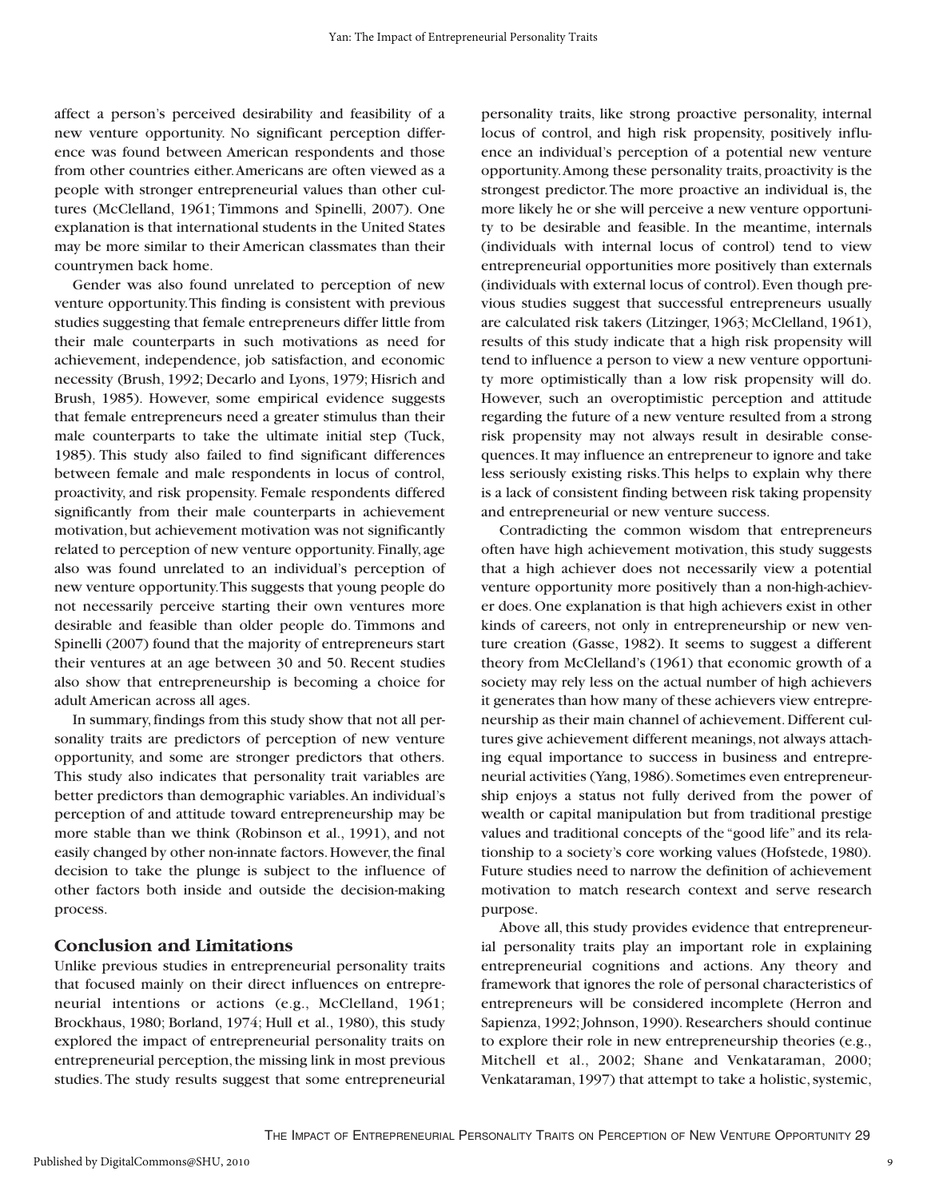affect a person's perceived desirability and feasibility of a new venture opportunity. No significant perception difference was found between American respondents and those from other countries either. Americans are often viewed as a people with stronger entrepreneurial values than other cultures (McClelland, 1961; Timmons and Spinelli, 2007). One explanation is that international students in the United States may be more similar to their American classmates than their countrymen back home.

Gender was also found unrelated to perception of new venture opportunity. This finding is consistent with previous studies suggesting that female entrepreneurs differ little from their male counterparts in such motivations as need for achievement, independence, job satisfaction, and economic necessity (Brush, 1992; Decarlo and Lyons, 1979; Hisrich and Brush, 1985). However, some empirical evidence suggests that female entrepreneurs need a greater stimulus than their male counterparts to take the ultimate initial step (Tuck, 1985). This study also failed to find significant differences between female and male respondents in locus of control, proactivity, and risk propensity. Female respondents differed significantly from their male counterparts in achievement motivation, but achievement motivation was not significantly related to perception of new venture opportunity. Finally, age also was found unrelated to an individual's perception of new venture opportunity. This suggests that young people do not necessarily perceive starting their own ventures more desirable and feasible than older people do. Timmons and Spinelli (2007) found that the majority of entrepreneurs start their ventures at an age between 30 and 50. Recent studies also show that entrepreneurship is becoming a choice for adult American across all ages.

In summary, findings from this study show that not all personality traits are predictors of perception of new venture opportunity, and some are stronger predictors that others. This study also indicates that personality trait variables are better predictors than demographic variables. An individual's perception of and attitude toward entrepreneurship may be more stable than we think (Robinson et al., 1991), and not easily changed by other non-innate factors. However, the final decision to take the plunge is subject to the influence of other factors both inside and outside the decision-making process.

## Conclusion and Limitations

Unlike previous studies in entrepreneurial personality traits that focused mainly on their direct influences on entrepreneurial intentions or actions (e.g., McClelland, 1961; Brockhaus, 1980; Borland, 1974; Hull et al., 1980), this study explored the impact of entrepreneurial personality traits on entrepreneurial perception, the missing link in most previous studies. The study results suggest that some entrepreneurial personality traits, like strong proactive personality, internal locus of control, and high risk propensity, positively influence an individual's perception of a potential new venture opportunity. Among these personality traits, proactivity is the strongest predictor. The more proactive an individual is, the more likely he or she will perceive a new venture opportunity to be desirable and feasible. In the meantime, internals (individuals with internal locus of control) tend to view entrepreneurial opportunities more positively than externals (individuals with external locus of control). Even though previous studies suggest that successful entrepreneurs usually are calculated risk takers (Litzinger, 1963; McClelland, 1961), results of this study indicate that a high risk propensity will tend to influence a person to view a new venture opportunity more optimistically than a low risk propensity will do. However, such an overoptimistic perception and attitude regarding the future of a new venture resulted from a strong risk propensity may not always result in desirable consequences. It may influence an entrepreneur to ignore and take less seriously existing risks. This helps to explain why there is a lack of consistent finding between risk taking propensity and entrepreneurial or new venture success.

Contradicting the common wisdom that entrepreneurs often have high achievement motivation, this study suggests that a high achiever does not necessarily view a potential venture opportunity more positively than a non-high-achiever does. One explanation is that high achievers exist in other kinds of careers, not only in entrepreneurship or new venture creation (Gasse, 1982). It seems to suggest a different theory from McClelland's (1961) that economic growth of a society may rely less on the actual number of high achievers it generates than how many of these achievers view entrepreneurship as their main channel of achievement. Different cultures give achievement different meanings, not always attaching equal importance to success in business and entrepreneurial activities (Yang, 1986). Sometimes even entrepreneurship enjoys a status not fully derived from the power of wealth or capital manipulation but from traditional prestige values and traditional concepts of the "good life" and its relationship to a society's core working values (Hofstede, 1980). Future studies need to narrow the definition of achievement motivation to match research context and serve research purpose.

Above all, this study provides evidence that entrepreneurial personality traits play an important role in explaining entrepreneurial cognitions and actions. Any theory and framework that ignores the role of personal characteristics of entrepreneurs will be considered incomplete (Herron and Sapienza, 1992; Johnson, 1990). Researchers should continue to explore their role in new entrepreneurship theories (e.g., Mitchell et al., 2002; Shane and Venkataraman, 2000; Venkataraman, 1997) that attempt to take a holistic, systemic,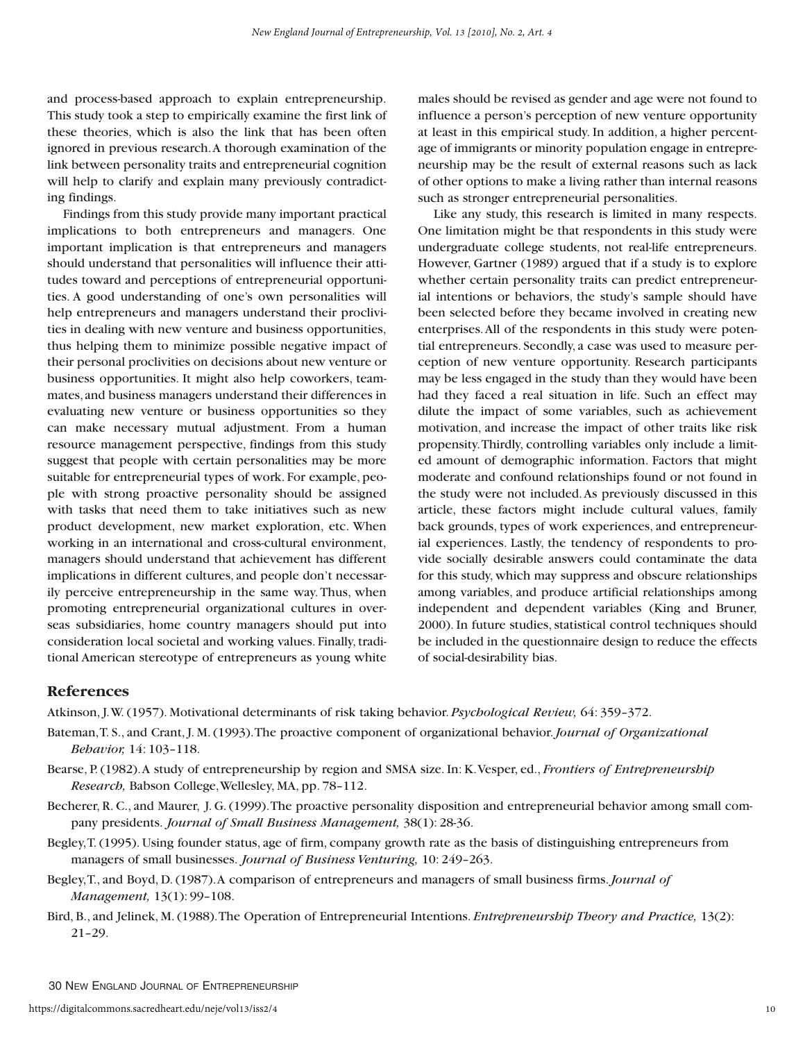and process-based approach to explain entrepreneurship. This study took a step to empirically examine the first link of these theories, which is also the link that has been often ignored in previous research. A thorough examination of the link between personality traits and entrepreneurial cognition will help to clarify and explain many previously contradicting findings.

Findings from this study provide many important practical implications to both entrepreneurs and managers. One important implication is that entrepreneurs and managers should understand that personalities will influence their attitudes toward and perceptions of entrepreneurial opportunities. A good understanding of one's own personalities will help entrepreneurs and managers understand their proclivities in dealing with new venture and business opportunities, thus helping them to minimize possible negative impact of their personal proclivities on decisions about new venture or business opportunities. It might also help coworkers, teammates, and business managers understand their differences in evaluating new venture or business opportunities so they can make necessary mutual adjustment. From a human resource management perspective, findings from this study suggest that people with certain personalities may be more suitable for entrepreneurial types of work. For example, people with strong proactive personality should be assigned with tasks that need them to take initiatives such as new product development, new market exploration, etc. When working in an international and cross-cultural environment, managers should understand that achievement has different implications in different cultures, and people don't necessarily perceive entrepreneurship in the same way. Thus, when promoting entrepreneurial organizational cultures in overseas subsidiaries, home country managers should put into consideration local societal and working values. Finally, traditional American stereotype of entrepreneurs as young white males should be revised as gender and age were not found to influence a person's perception of new venture opportunity at least in this empirical study. In addition, a higher percentage of immigrants or minority population engage in entrepreneurship may be the result of external reasons such as lack of other options to make a living rather than internal reasons such as stronger entrepreneurial personalities.

Like any study, this research is limited in many respects. One limitation might be that respondents in this study were undergraduate college students, not real-life entrepreneurs. However, Gartner (1989) argued that if a study is to explore whether certain personality traits can predict entrepreneurial intentions or behaviors, the study's sample should have been selected before they became involved in creating new enterprises. All of the respondents in this study were potential entrepreneurs. Secondly, a case was used to measure perception of new venture opportunity. Research participants may be less engaged in the study than they would have been had they faced a real situation in life. Such an effect may dilute the impact of some variables, such as achievement motivation, and increase the impact of other traits like risk propensity. Thirdly, controlling variables only include a limited amount of demographic information. Factors that might moderate and confound relationships found or not found in the study were not included. As previously discussed in this article, these factors might include cultural values, family back grounds, types of work experiences, and entrepreneurial experiences. Lastly, the tendency of respondents to provide socially desirable answers could contaminate the data for this study, which may suppress and obscure relationships among variables, and produce artificial relationships among independent and dependent variables (King and Bruner, 2000). In future studies, statistical control techniques should be included in the questionnaire design to reduce the effects of social-desirability bias.

## References

Atkinson, J. W. (1957). Motivational determinants of risk taking behavior. *Psychological Review,* 64: 359–372.

Bateman, T. S., and Crant, J. M. (1993). The proactive component of organizational behavior. *Journal of Organizational Behavior,* 14: 103–118.

Bearse, P. (1982). A study of entrepreneurship by region and SMSA size. In: K. Vesper, ed., *Frontiers of Entrepreneurship Research,* Babson College, Wellesley, MA, pp. 78–112.

Becherer, R. C., and Maurer, J. G. (1999). The proactive personality disposition and entrepreneurial behavior among small company presidents. *Journal of Small Business Management,* 38(1): 28-36.

Begley, T. (1995). Using founder status, age of firm, company growth rate as the basis of distinguishing entrepreneurs from managers of small businesses. *Journal of Business Venturing,* 10: 249–263.

Begley, T., and Boyd, D. (1987). A comparison of entrepreneurs and managers of small business firms. *Journal of Management,* 13(1): 99–108.

Bird, B., and Jelinek, M. (1988). The Operation of Entrepreneurial Intentions. *Entrepreneurship Theory and Practice,* 13(2): 21–29.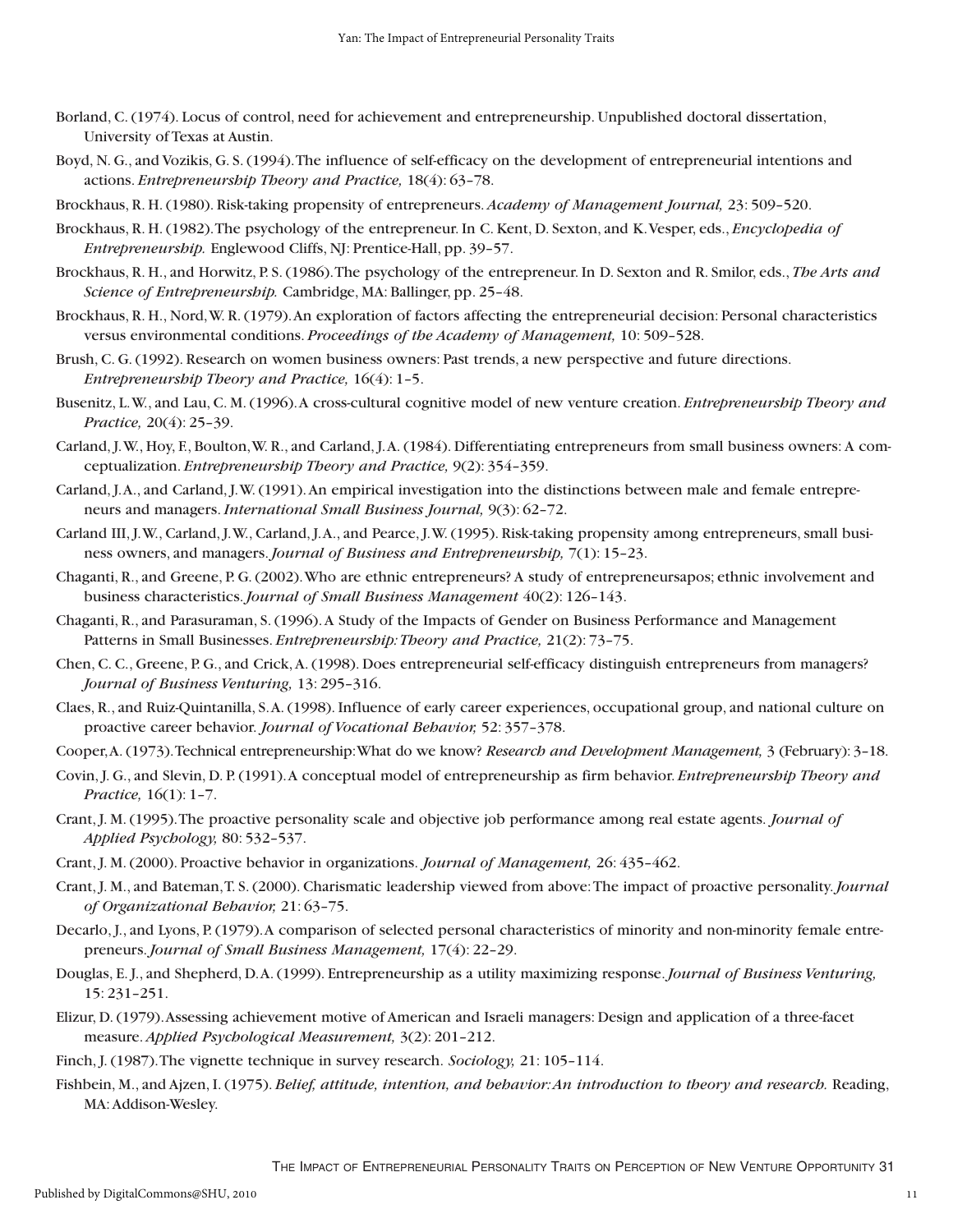Borland, C. (1974). Locus of control, need for achievement and entrepreneurship. Unpublished doctoral dissertation, University of Texas at Austin.

Boyd, N. G., and Vozikis, G. S. (1994). The influence of self-efficacy on the development of entrepreneurial intentions and actions. *Entrepreneurship Theory and Practice,* 18(4): 63–78.

Brockhaus, R. H. (1980). Risk-taking propensity of entrepreneurs. *Academy of Management Journal,* 23: 509–520.

Brockhaus, R. H. (1982). The psychology of the entrepreneur. In C. Kent, D. Sexton, and K. Vesper, eds., *Encyclopedia of Entrepreneurship.* Englewood Cliffs, NJ: Prentice-Hall, pp. 39–57.

Brockhaus, R. H., and Horwitz, P. S. (1986). The psychology of the entrepreneur. In D. Sexton and R. Smilor, eds., *The Arts and Science of Entrepreneurship.* Cambridge, MA: Ballinger, pp. 25–48.

Brockhaus, R. H., Nord, W. R. (1979). An exploration of factors affecting the entrepreneurial decision: Personal characteristics versus environmental conditions. *Proceedings of the Academy of Management,* 10: 509–528.

Brush, C. G. (1992). Research on women business owners: Past trends, a new perspective and future directions. *Entrepreneurship Theory and Practice,* 16(4): 1–5.

Busenitz, L. W., and Lau, C. M. (1996). A cross-cultural cognitive model of new venture creation. *Entrepreneurship Theory and Practice,* 20(4): 25–39.

Carland, J. W., Hoy, F., Boulton, W. R., and Carland, J. A. (1984). Differentiating entrepreneurs from small business owners: A conceptualization. *Entrepreneurship Theory and Practice,* 9(2): 354–359.

Carland, J. A., and Carland, J. W. (1991). An empirical investigation into the distinctions between male and female entrepreneurs and managers. *International Small Business Journal,* 9(3): 62–72.

Carland III, J. W., Carland, J. W., Carland, J. A., and Pearce, J. W. (1995). Risk-taking propensity among entrepreneurs, small business owners, and managers. *Journal of Business and Entrepreneurship,* 7(1): 15–23.

Chaganti, R., and Greene, P. G. (2002). Who are ethnic entrepreneurs? A study of entrepreneursapos; ethnic involvement and business characteristics. *Journal of Small Business Management* 40(2): 126–143.

Chaganti, R., and Parasuraman, S. (1996). A Study of the Impacts of Gender on Business Performance and Management Patterns in Small Businesses. *Entrepreneurship: Theory and Practice,* 21(2): 73–75.

Chen, C. C., Greene, P. G., and Crick, A. (1998). Does entrepreneurial self-efficacy distinguish entrepreneurs from managers? *Journal of Business Venturing,* 13: 295–316.

Claes, R., and Ruiz-Quintanilla, S. A. (1998). Influence of early career experiences, occupational group, and national culture on proactive career behavior. *Journal of Vocational Behavior,* 52: 357–378.

Cooper, A. (1973). Technical entrepreneurship: What do we know? *Research and Development Management,* 3 (February): 3–18.

Covin, J. G., and Slevin, D. P. (1991). A conceptual model of entrepreneurship as firm behavior. *Entrepreneurship Theory and Practice,* 16(1): 1–7.

Crant, J. M. (1995). The proactive personality scale and objective job performance among real estate agents. *Journal of Applied Psychology,* 80: 532–537.

Crant, J. M. (2000). Proactive behavior in organizations. *Journal of Management,* 26: 435–462.

Crant, J. M., and Bateman, T. S. (2000). Charismatic leadership viewed from above: The impact of proactive personality. *Journal of Organizational Behavior,* 21: 63–75.

Decarlo, J., and Lyons, P. (1979). A comparison of selected personal characteristics of minority and non-minority female entrepreneurs. *Journal of Small Business Management,* 17(4): 22–29.

Douglas, E. J., and Shepherd, D. A. (1999). Entrepreneurship as a utility maximizing response. *Journal of Business Venturing,* 15: 231–251.

Elizur, D. (1979). Assessing achievement motive of American and Israeli managers: Design and application of a three-facet measure. *Applied Psychological Measurement,* 3(2): 201–212.

Finch, J. (1987). The vignette technique in survey research. *Sociology,* 21: 105–114.

Fishbein, M., and Ajzen, I. (1975). *Belief, attitude, intention, and behavior: An introduction to theory and research.* Reading, MA: Addison-Wesley.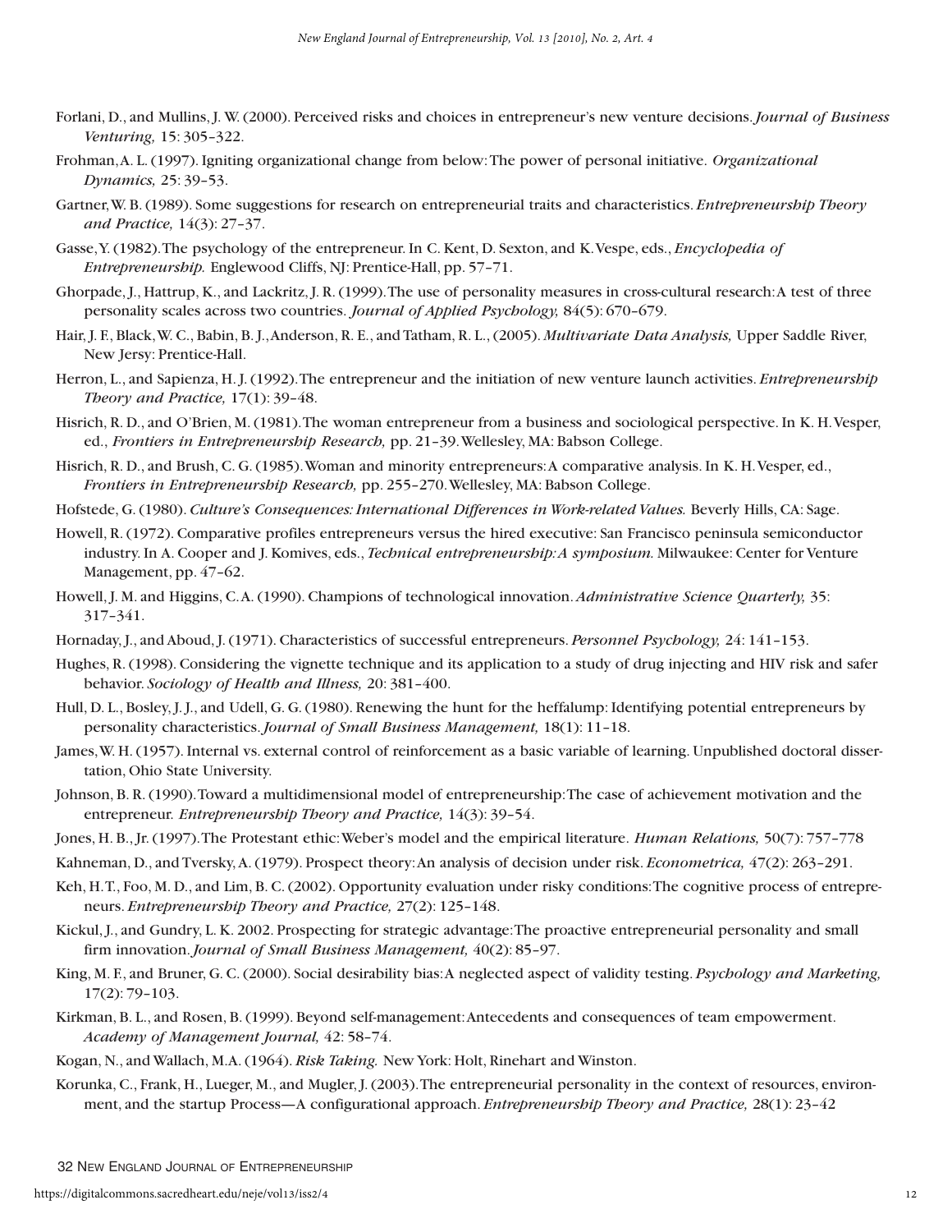Forlani, D., and Mullins, J. W. (2000). Perceived risks and choices in entrepreneur's new venture decisions. *Journal of Business Venturing,* 15: 305–322.

Frohman, A. L. (1997). Igniting organizational change from below: The power of personal initiative. *Organizational Dynamics,* 25: 39–53.

Gartner, W. B. (1989). Some suggestions for research on entrepreneurial traits and characteristics. *Entrepreneurship Theory and Practice,* 14(3): 27–37.

Gasse, Y. (1982). The psychology of the entrepreneur. In C. Kent, D. Sexton, and K. Vespe, eds., *Encyclopedia of Entrepreneurship.* Englewood Cliffs, NJ: Prentice-Hall, pp. 57–71.

Ghorpade, J., Hattrup, K., and Lackritz, J. R. (1999). The use of personality measures in cross-cultural research: A test of three personality scales across two countries. *Journal of Applied Psychology,* 84(5): 670–679.

Hair, J. F., Black, W. C., Babin, B. J., Anderson, R. E., and Tatham, R. L., (2005). *Multivariate Data Analysis,* Upper Saddle River, New Jersy: Prentice-Hall.

Herron, L., and Sapienza, H. J. (1992). The entrepreneur and the initiation of new venture launch activities. *Entrepreneurship Theory and Practice,* 17(1): 39–48.

Hisrich, R. D., and O'Brien, M. (1981). The woman entrepreneur from a business and sociological perspective. In K. H. Vesper, ed., *Frontiers in Entrepreneurship Research,* pp. 21–39. Wellesley, MA: Babson College.

Hisrich, R. D., and Brush, C. G. (1985). Woman and minority entrepreneurs: A comparative analysis. In K. H. Vesper, ed., *Frontiers in Entrepreneurship Research,* pp. 255–270. Wellesley, MA: Babson College.

Hofstede, G. (1980). *Culture's Consequences: International Differences in Work-related Values.* Beverly Hills, CA: Sage.

Howell, R. (1972). Comparative profiles entrepreneurs versus the hired executive: San Francisco peninsula semiconductor industry. In A. Cooper and J. Komives, eds., *Technical entrepreneurship: A symposium.* Milwaukee: Center for Venture Management, pp. 47–62.

Howell, J. M. and Higgins, C. A. (1990). Champions of technological innovation. *Administrative Science Quarterly,* 35: 317–341.

Hornaday, J., and Aboud, J. (1971). Characteristics of successful entrepreneurs. *Personnel Psychology,* 24: 141–153.

Hughes, R. (1998). Considering the vignette technique and its application to a study of drug injecting and HIV risk and safer behavior. *Sociology of Health and Illness,* 20: 381–400.

Hull, D. L., Bosley, J. J., and Udell, G. G. (1980). Renewing the hunt for the heffalump: Identifying potential entrepreneurs by personality characteristics. *Journal of Small Business Management,* 18(1): 11–18.

James, W. H. (1957). Internal vs. external control of reinforcement as a basic variable of learning. Unpublished doctoral dissertation, Ohio State University.

Johnson, B. R. (1990). Toward a multidimensional model of entrepreneurship: The case of achievement motivation and the entrepreneur. *Entrepreneurship Theory and Practice,* 14(3): 39–54.

Jones, H. B., Jr. (1997). The Protestant ethic: Weber's model and the empirical literature. *Human Relations,* 50(7): 757–778

Kahneman, D., and Tversky, A. (1979). Prospect theory: An analysis of decision under risk. *Econometrica,* 47(2): 263–291.

Keh, H. T., Foo, M. D., and Lim, B. C. (2002). Opportunity evaluation under risky conditions: The cognitive process of entrepreneurs. *Entrepreneurship Theory and Practice,* 27(2): 125–148.

Kickul, J., and Gundry, L. K. 2002. Prospecting for strategic advantage: The proactive entrepreneurial personality and small firm innovation. *Journal of Small Business Management,* 40(2): 85–97.

King, M. F., and Bruner, G. C. (2000). Social desirability bias: A neglected aspect of validity testing. *Psychology and Marketing,* 17(2): 79–103.

Kirkman, B. L., and Rosen, B. (1999). Beyond self-management: Antecedents and consequences of team empowerment. *Academy of Management Journal,* 42: 58–74.

Kogan, N., and Wallach, M.A. (1964). *Risk Taking.* New York: Holt, Rinehart and Winston.

Korunka, C., Frank, H., Lueger, M., and Mugler, J. (2003). The entrepreneurial personality in the context of resources, environment, and the startup Process—A configurational approach. *Entrepreneurship Theory and Practice,* 28(1): 23–42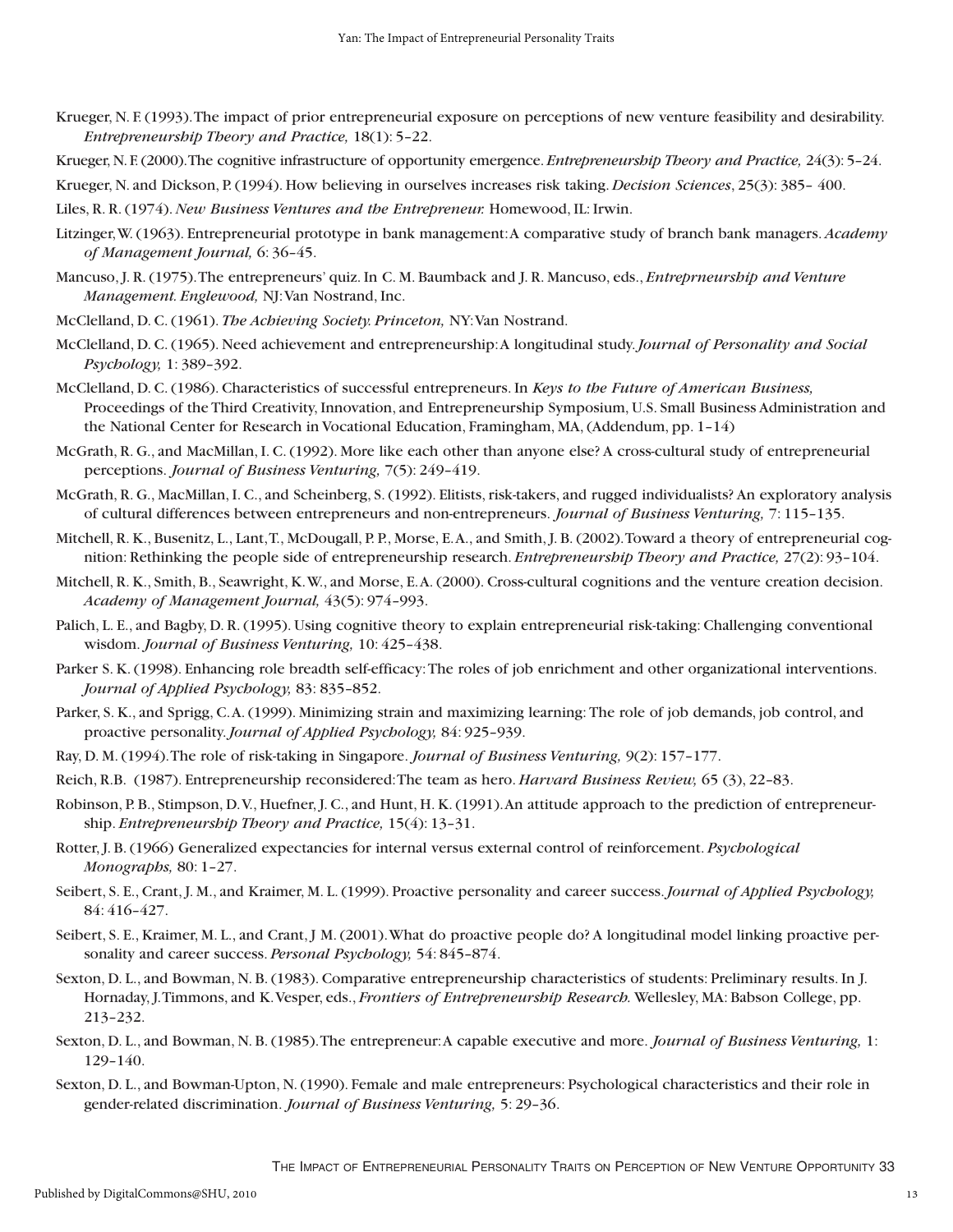Krueger, N. F. (1993). The impact of prior entrepreneurial exposure on perceptions of new venture feasibility and desirability. *Entrepreneurship Theory and Practice,* 18(1): 5–22.

Krueger, N. F. (2000). The cognitive infrastructure of opportunity emergence. *Entrepreneurship Theory and Practice,* 24(3): 5–24.

Krueger, N. and Dickson, P. (1994). How believing in ourselves increases risk taking. *Decision Sciences*, 25(3): 385– 400.

Liles, R. R. (1974). *New Business Ventures and the Entrepreneur.* Homewood, IL: Irwin.

Litzinger, W. (1963). Entrepreneurial prototype in bank management: A comparative study of branch bank managers. *Academy of Management Journal,* 6: 36–45.

Mancuso, J. R. (1975). The entrepreneurs' quiz. In C. M. Baumback and J. R. Mancuso, eds., *Entreprneurship and Venture Management. Englewood,* NJ: Van Nostrand, Inc.

McClelland, D. C. (1961). *The Achieving Society. Princeton,* NY: Van Nostrand.

McClelland, D. C. (1965). Need achievement and entrepreneurship: A longitudinal study. *Journal of Personality and Social Psychology,* 1: 389–392.

McClelland, D. C. (1986). Characteristics of successful entrepreneurs. In *Keys to the Future of American Business,* Proceedings of the Third Creativity, Innovation, and Entrepreneurship Symposium, U.S. Small Business Administration and the National Center for Research in Vocational Education, Framingham, MA, (Addendum, pp. 1–14)

McGrath, R. G., and MacMillan, I. C. (1992). More like each other than anyone else? A cross-cultural study of entrepreneurial perceptions. *Journal of Business Venturing,* 7(5): 249–419.

McGrath, R. G., MacMillan, I. C., and Scheinberg, S. (1992). Elitists, risk-takers, and rugged individualists? An exploratory analysis of cultural differences between entrepreneurs and non-entrepreneurs. *Journal of Business Venturing,* 7: 115–135.

Mitchell, R. K., Busenitz, L., Lant, T., McDougall, P. P., Morse, E. A., and Smith, J. B. (2002). Toward a theory of entrepreneurial cognition: Rethinking the people side of entrepreneurship research. *Entrepreneurship Theory and Practice,* 27(2): 93–104.

Mitchell, R. K., Smith, B., Seawright, K. W., and Morse, E. A. (2000). Cross-cultural cognitions and the venture creation decision. *Academy of Management Journal,* 43(5): 974–993.

Palich, L. E., and Bagby, D. R. (1995). Using cognitive theory to explain entrepreneurial risk-taking: Challenging conventional wisdom. *Journal of Business Venturing,* 10: 425–438.

Parker S. K. (1998). Enhancing role breadth self-efficacy: The roles of job enrichment and other organizational interventions. *Journal of Applied Psychology,* 83: 835–852.

Parker, S. K., and Sprigg, C. A. (1999). Minimizing strain and maximizing learning: The role of job demands, job control, and proactive personality. *Journal of Applied Psychology,* 84: 925–939.

Ray, D. M. (1994). The role of risk-taking in Singapore. *Journal of Business Venturing,* 9(2): 157–177.

Reich, R.B. (1987). Entrepreneurship reconsidered: The team as hero. *Harvard Business Review,* 65 (3), 22–83.

Robinson, P. B., Stimpson, D. V., Huefner, J. C., and Hunt, H. K. (1991). An attitude approach to the prediction of entrepreneurship. *Entrepreneurship Theory and Practice,* 15(4): 13–31.

Rotter, J. B. (1966) Generalized expectancies for internal versus external control of reinforcement. *Psychological Monographs,* 80: 1–27.

Seibert, S. E., Crant, J. M., and Kraimer, M. L. (1999). Proactive personality and career success. *Journal of Applied Psychology,* 84: 416–427.

Seibert, S. E., Kraimer, M. L., and Crant, J M. (2001). What do proactive people do? A longitudinal model linking proactive personality and career success. *Personal Psychology,* 54: 845–874.

Sexton, D. L., and Bowman, N. B. (1983). Comparative entrepreneurship characteristics of students: Preliminary results. In J. Hornaday, J. Timmons, and K. Vesper, eds., *Frontiers of Entrepreneurship Research.* Wellesley, MA: Babson College, pp. 213–232.

Sexton, D. L., and Bowman, N. B. (1985). The entrepreneur: A capable executive and more. *Journal of Business Venturing,* 1: 129–140.

Sexton, D. L., and Bowman-Upton, N. (1990). Female and male entrepreneurs: Psychological characteristics and their role in gender-related discrimination. *Journal of Business Venturing,* 5: 29–36.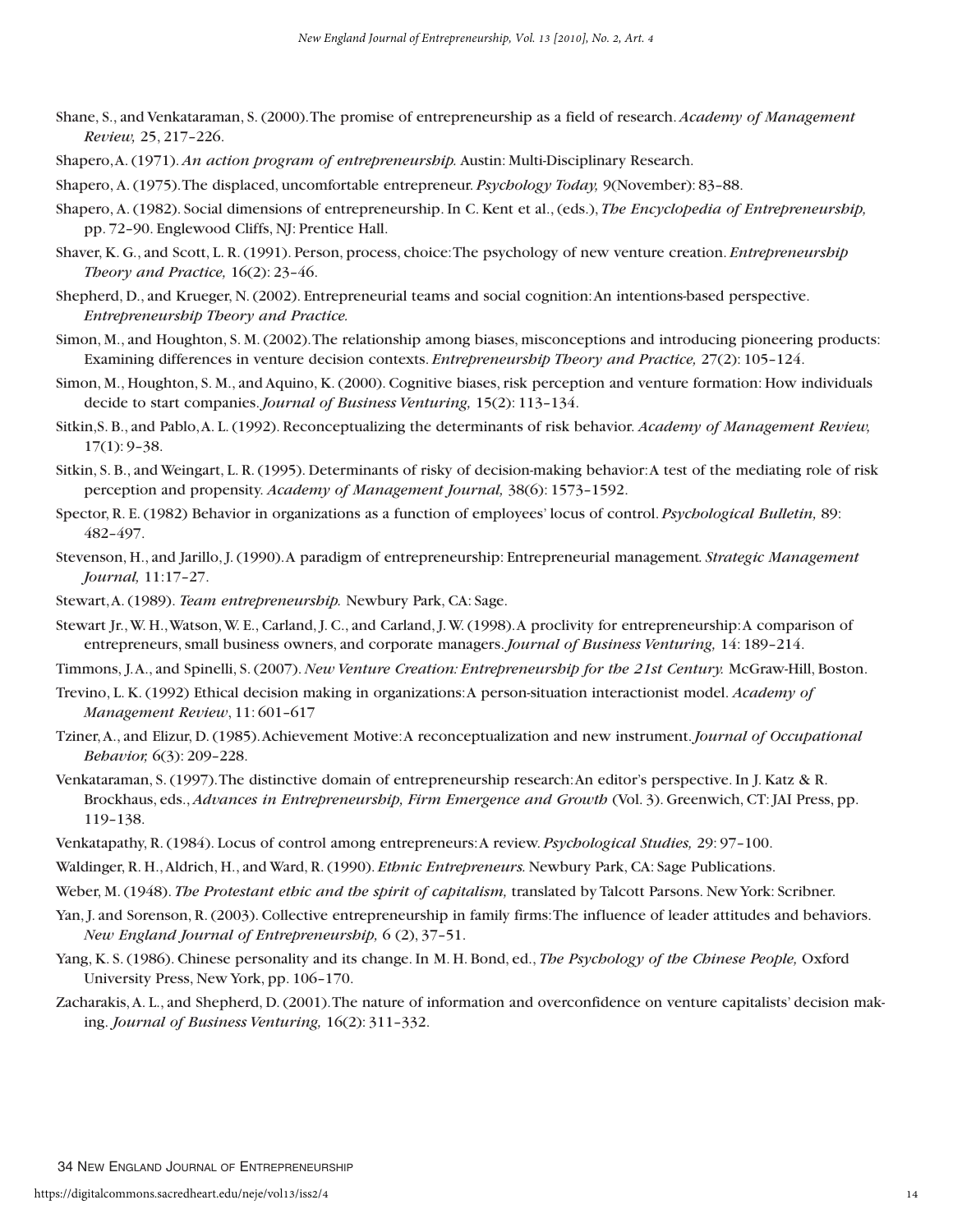Shane, S., and Venkataraman, S. (2000). The promise of entrepreneurship as a field of research. *Academy of Management Review,* 25, 217–226.

Shapero, A. (1971). *An action program of entrepreneurship.* Austin: Multi-Disciplinary Research.

Shapero, A. (1975). The displaced, uncomfortable entrepreneur. *Psychology Today,* 9(November): 83–88.

Shapero, A. (1982). Social dimensions of entrepreneurship. In C. Kent et al., (eds.), *The Encyclopedia of Entrepreneurship,* pp. 72–90. Englewood Cliffs, NJ: Prentice Hall.

Shaver, K. G., and Scott, L. R. (1991). Person, process, choice: The psychology of new venture creation. *Entrepreneurship Theory and Practice,* 16(2): 23–46.

Shepherd, D., and Krueger, N. (2002). Entrepreneurial teams and social cognition: An intentions-based perspective. *Entrepreneurship Theory and Practice.*

Simon, M., and Houghton, S. M. (2002). The relationship among biases, misconceptions and introducing pioneering products: Examining differences in venture decision contexts. *Entrepreneurship Theory and Practice,* 27(2): 105–124.

Simon, M., Houghton, S. M., and Aquino, K. (2000). Cognitive biases, risk perception and venture formation: How individuals decide to start companies. *Journal of Business Venturing,* 15(2): 113–134.

Sitkin, S. B., and Pablo, A. L. (1992). Reconceptualizing the determinants of risk behavior. *Academy of Management Review,* 17(1): 9–38.

Sitkin, S. B., and Weingart, L. R. (1995). Determinants of risky of decision-making behavior: A test of the mediating role of risk perception and propensity. *Academy of Management Journal,* 38(6): 1573–1592.

Spector, R. E. (1982) Behavior in organizations as a function of employees' locus of control. *Psychological Bulletin,* 89: 482–497.

Stevenson, H., and Jarillo, J. (1990). A paradigm of entrepreneurship: Entrepreneurial management. *Strategic Management Journal,* 11:17–27.

Stewart, A. (1989). *Team entrepreneurship.* Newbury Park, CA: Sage.

Stewart Jr., W. H., Watson, W. E., Carland, J. C., and Carland, J. W. (1998). A proclivity for entrepreneurship: A comparison of entrepreneurs, small business owners, and corporate managers. *Journal of Business Venturing,* 14: 189–214.

Timmons, J. A., and Spinelli, S. (2007). *New Venture Creation: Entrepreneurship for the 21st Century.* McGraw-Hill, Boston.

Trevino, L. K. (1992) Ethical decision making in organizations: A person-situation interactionist model. *Academy of Management Review*, 11: 601–617

Tziner, A., and Elizur, D. (1985). Achievement Motive: A reconceptualization and new instrument. *Journal of Occupational Behavior,* 6(3): 209–228.

Venkataraman, S. (1997). The distinctive domain of entrepreneurship research: An editor's perspective. In J. Katz & R. Brockhaus, eds., *Advances in Entrepreneurship, Firm Emergence and Growth* (Vol. 3). Greenwich, CT: JAI Press, pp. 119–138.

Venkatapathy, R. (1984). Locus of control among entrepreneurs: A review. *Psychological Studies,* 29: 97–100.

Waldinger, R. H., Aldrich, H., and Ward, R. (1990). *Ethnic Entrepreneurs.* Newbury Park, CA: Sage Publications.

Weber, M. (1948). *The Protestant ethic and the spirit of capitalism,* translated by Talcott Parsons. New York: Scribner.

Yan, J. and Sorenson, R. (2003). Collective entrepreneurship in family firms: The influence of leader attitudes and behaviors. *New England Journal of Entrepreneurship,* 6 (2), 37–51.

Yang, K. S. (1986). Chinese personality and its change. In M. H. Bond, ed., *The Psychology of the Chinese People,* Oxford University Press, New York, pp. 106–170.

Zacharakis, A. L., and Shepherd, D. (2001). The nature of information and overconfidence on venture capitalists' decision making. *Journal of Business Venturing,* 16(2): 311–332.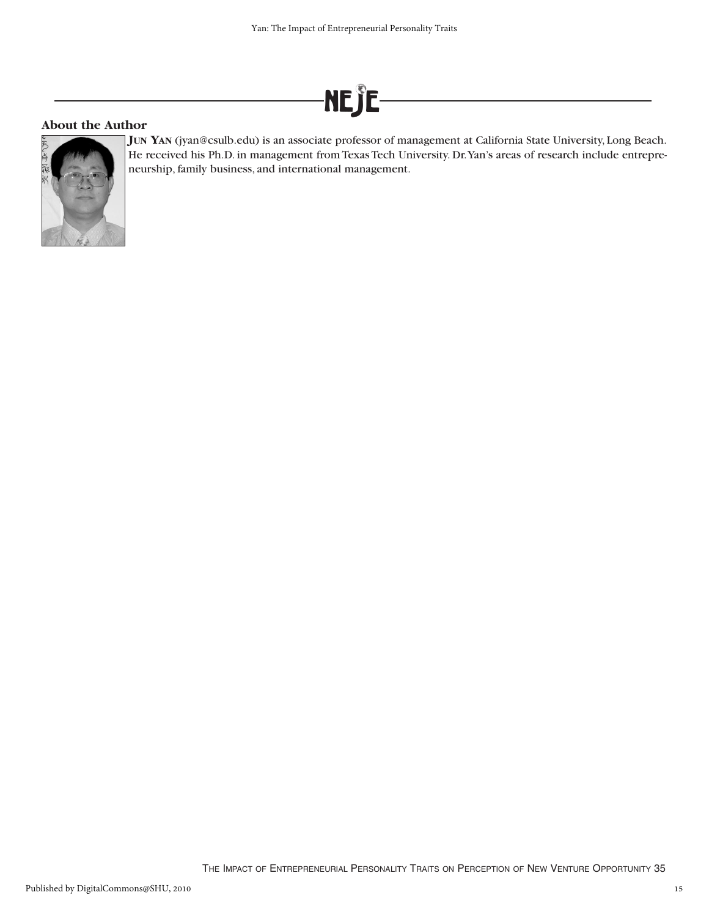## About the Author

**JUN YAN** (jyan@csulb.edu) is an associate professor of management at California State University, Long Beach. He received his Ph.D. in management from Texas Tech University. Dr. Yan's areas of research include entrepreneurship, family business, and international management.